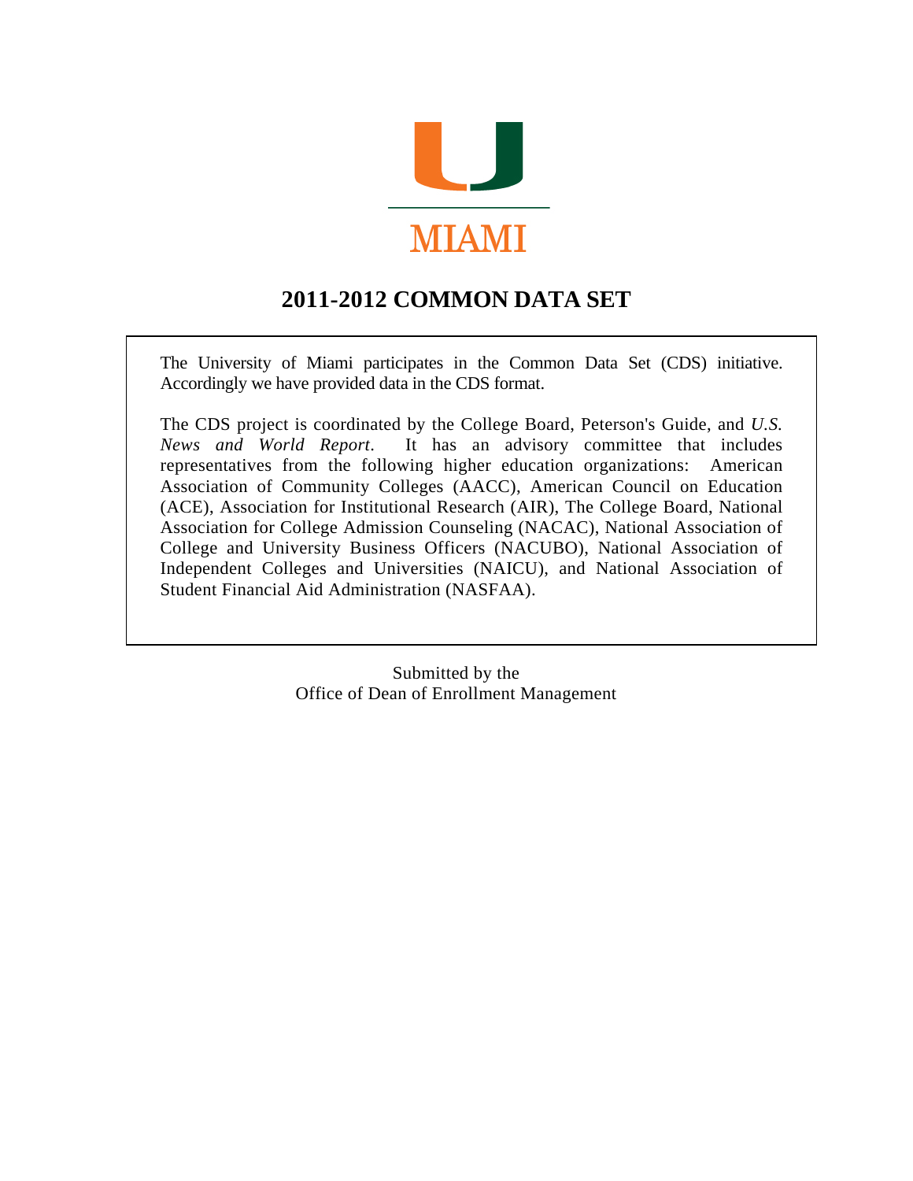MIAMI

# 2011-2012 COMMON DATA SET

The University of Miami participates in the Common Data Set (CDS) initiative. Accordingly we have provided data in the CDS format.

The CDS project is coordinated by the College Board, Peterson's Guide, and *U.S. News and World Report*. It has an advisory committee that includes representatives from the following higher education organizations: American Association of Community Colleges (AACC), American Council on Education (ACE), Association for Institutional Research (AIR), The College Board, National Association for College Admission Counseling (NACAC), National Association of College and University Business Officers (NACUBO), National Association of Independent Colleges and Universities (NAICU), and National Association of Student Financial Aid Administration (NASFAA).

Submitted by the
Office of Dean of Enrollment Management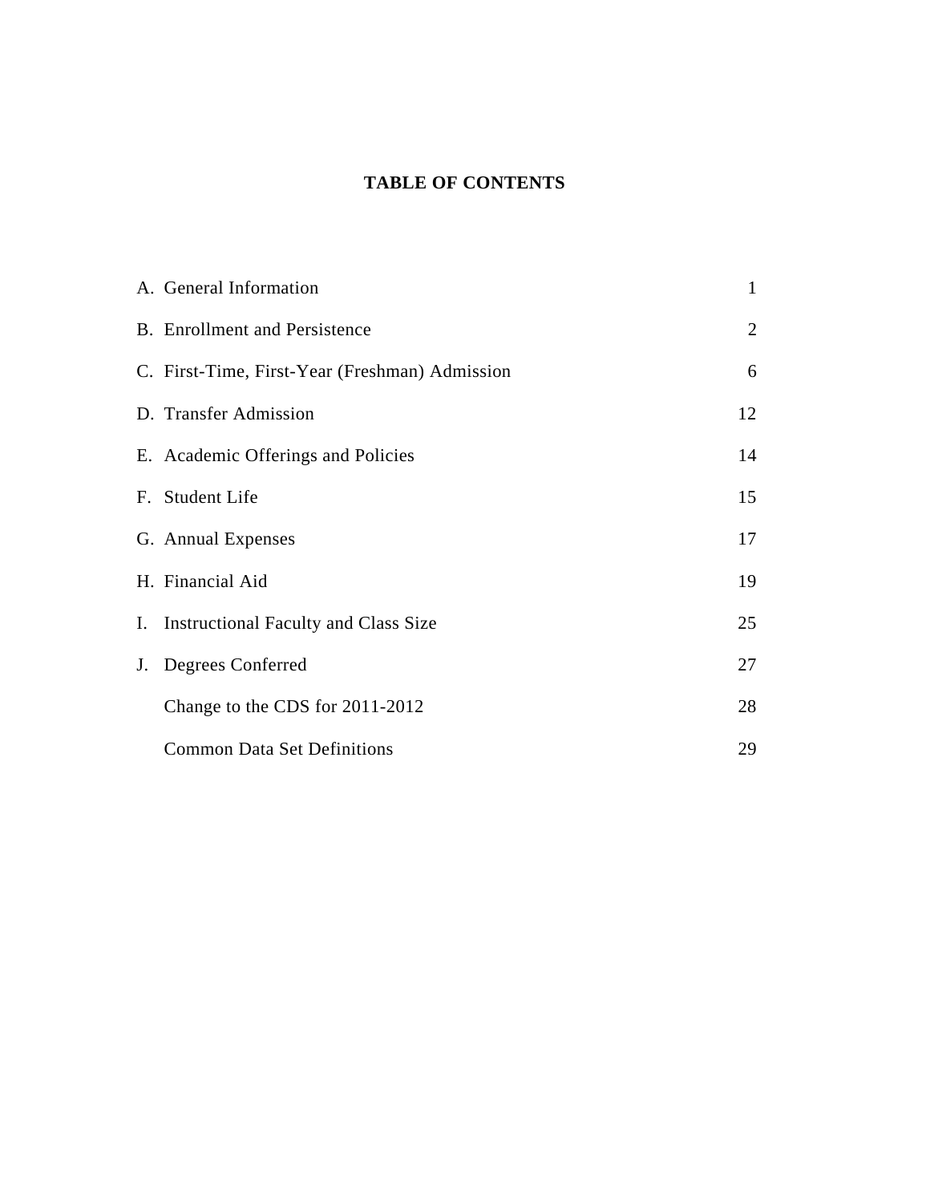# TABLE OF CONTENTS

| | | |
|---|---|---|
| A. | General Information | 1 |
| B. | Enrollment and Persistence | 2 |
| C. | First-Time, First-Year (Freshman) Admission | 6 |
| D. | Transfer Admission | 12 |
| E. | Academic Offerings and Policies | 14 |
| F. | Student Life | 15 |
| G. | Annual Expenses | 17 |
| H. | Financial Aid | 19 |
| I. | Instructional Faculty and Class Size | 25 |
| J. | Degrees Conferred | 27 |
| | Change to the CDS for 2011-2012 | 28 |
| | Common Data Set Definitions | 29 |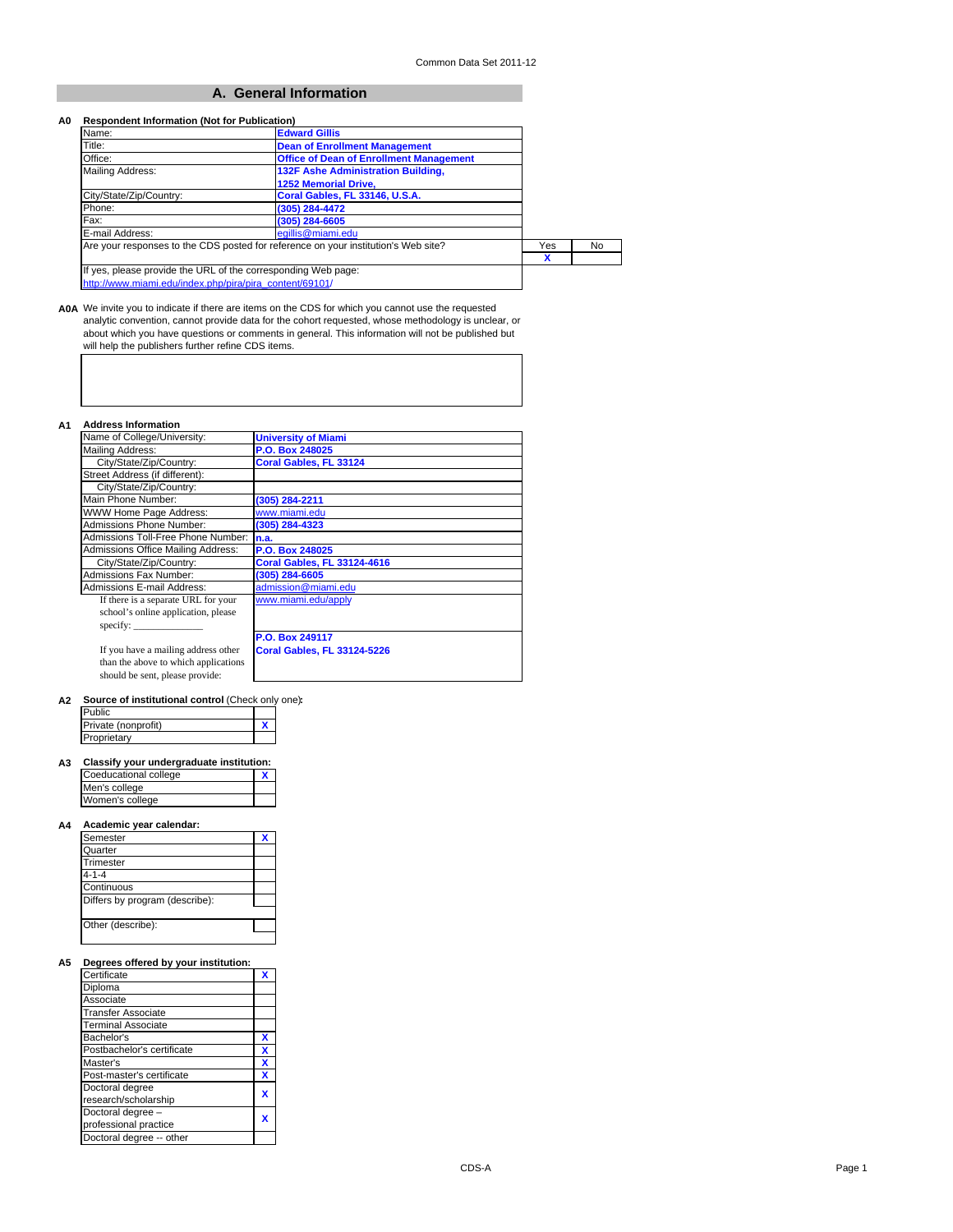## A. General Information

**A0 Respondent Information (Not for Publication)**

| | |
|---|---|
| Name: | Edward Gillis |
| Title: | Dean of Enrollment Management |
| Office: | Office of Dean of Enrollment Management |
| Mailing Address: | 132F Ashe Administration Building, 1252 Memorial Drive, |
| City/State/Zip/Country: | Coral Gables, FL 33146, U.S.A. |
| Phone: | (305) 284-4472 |
| Fax: | (305) 284-6605 |
| E-mail Address: | egillis@miami.edu |

| Are your responses to the CDS posted for reference on your institution's Web site? | Yes | No |
|---|---|---|
| | X | |

If yes, please provide the URL of the corresponding Web page:
http://www.miami.edu/index.php/pira/pira_content/69101/

**A0A** We invite you to indicate if there are items on the CDS for which you cannot use the requested analytic convention, cannot provide data for the cohort requested, whose methodology is unclear, or about which you have questions or comments in general. This information will not be published but will help the publishers further refine CDS items.

**A1 Address Information**

| | |
|---|---|
| Name of College/University: | University of Miami |
| Mailing Address: | P.O. Box 248025 |
| City/State/Zip/Country: | Coral Gables, FL 33124 |
| Street Address (if different): | |
| City/State/Zip/Country: | |
| Main Phone Number: | (305) 284-2211 |
| WWW Home Page Address: | www.miami.edu |
| Admissions Phone Number: | (305) 284-4323 |
| Admissions Toll-Free Phone Number: | n.a. |
| Admissions Office Mailing Address: | P.O. Box 248025 |
| City/State/Zip/Country: | Coral Gables, FL 33124-4616 |
| Admissions Fax Number: | (305) 284-6605 |
| Admissions E-mail Address: | admission@miami.edu |
| If there is a separate URL for your school's online application, please specify: | www.miami.edu/apply |
| If you have a mailing address other than the above to which applications should be sent, please provide: | P.O. Box 249117 Coral Gables, FL 33124-5226 |

**A2 Source of institutional control** (Check only one):

| | |
|---|---|
| Public | |
| Private (nonprofit) | X |
| Proprietary | |

**A3 Classify your undergraduate institution:**

| | |
|---|---|
| Coeducational college | X |
| Men's college | |
| Women's college | |

**A4 Academic year calendar:**

| | |
|---|---|
| Semester | X |
| Quarter | |
| Trimester | |
| 4-1-4 | |
| Continuous | |
| Differs by program (describe): | |
| Other (describe): | |

**A5 Degrees offered by your institution:**

| | |
|---|---|
| Certificate | X |
| Diploma | |
| Associate | |
| Transfer Associate | |
| Terminal Associate | |
| Bachelor's | X |
| Postbachelor's certificate | X |
| Master's | X |
| Post-master's certificate | X |
| Doctoral degree research/scholarship | X |
| Doctoral degree – professional practice | X |
| Doctoral degree -- other | |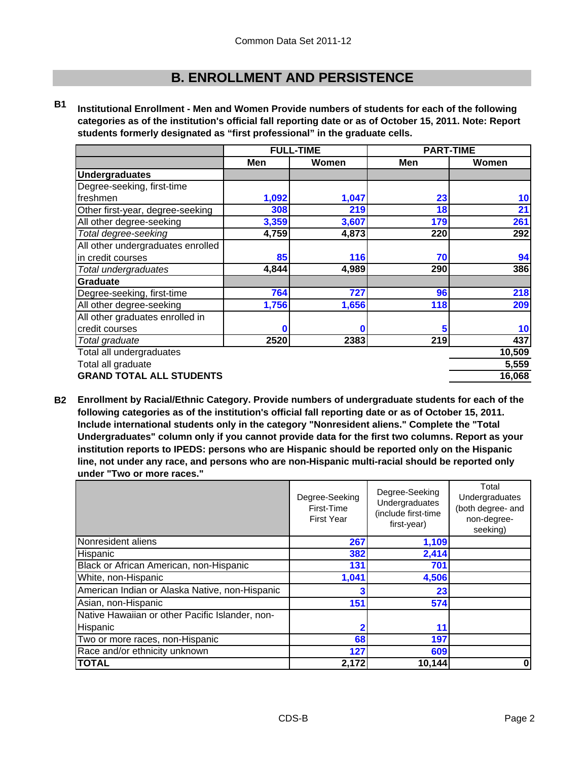## B. ENROLLMENT AND PERSISTENCE

**B1** **Institutional Enrollment - Men and Women Provide numbers of students for each of the following categories as of the institution's official fall reporting date or as of October 15, 2011. Note: Report students formerly designated as "first professional" in the graduate cells.**

| | FULL-TIME | | PART-TIME | |
|---|---|---|---|---|
| | Men | Women | Men | Women |
| **Undergraduates** | | | | |
| Degree-seeking, first-time freshmen | 1,092 | 1,047 | 23 | 10 |
| Other first-year, degree-seeking | 308 | 219 | 18 | 21 |
| All other degree-seeking | 3,359 | 3,607 | 179 | 261 |
| *Total degree-seeking* | 4,759 | 4,873 | 220 | 292 |
| All other undergraduates enrolled in credit courses | 85 | 116 | 70 | 94 |
| *Total undergraduates* | 4,844 | 4,989 | 290 | 386 |
| **Graduate** | | | | |
| Degree-seeking, first-time | 764 | 727 | 96 | 218 |
| All other degree-seeking | 1,756 | 1,656 | 118 | 209 |
| All other graduates enrolled in credit courses | 0 | 0 | 5 | 10 |
| *Total graduate* | 2520 | 2383 | 219 | 437 |
| Total all undergraduates | | | | 10,509 |
| Total all graduate | | | | 5,559 |
| **GRAND TOTAL ALL STUDENTS** | | | | 16,068 |

**B2** **Enrollment by Racial/Ethnic Category. Provide numbers of undergraduate students for each of the following categories as of the institution's official fall reporting date or as of October 15, 2011. Include international students only in the category "Nonresident aliens." Complete the "Total Undergraduates" column only if you cannot provide data for the first two columns. Report as your institution reports to IPEDS: persons who are Hispanic should be reported only on the Hispanic line, not under any race, and persons who are non-Hispanic multi-racial should be reported only under "Two or more races."**

| | Degree-Seeking First-Time First Year | Degree-Seeking Undergraduates (include first-time first-year) | Total Undergraduates (both degree- and non-degree-seeking) |
|---|---|---|---|
| Nonresident aliens | 267 | 1,109 | |
| Hispanic | 382 | 2,414 | |
| Black or African American, non-Hispanic | 131 | 701 | |
| White, non-Hispanic | 1,041 | 4,506 | |
| American Indian or Alaska Native, non-Hispanic | 3 | 23 | |
| Asian, non-Hispanic | 151 | 574 | |
| Native Hawaiian or other Pacific Islander, non-Hispanic | 2 | 11 | |
| Two or more races, non-Hispanic | 68 | 197 | |
| Race and/or ethnicity unknown | 127 | 609 | |
| **TOTAL** | 2,172 | 10,144 | 0 |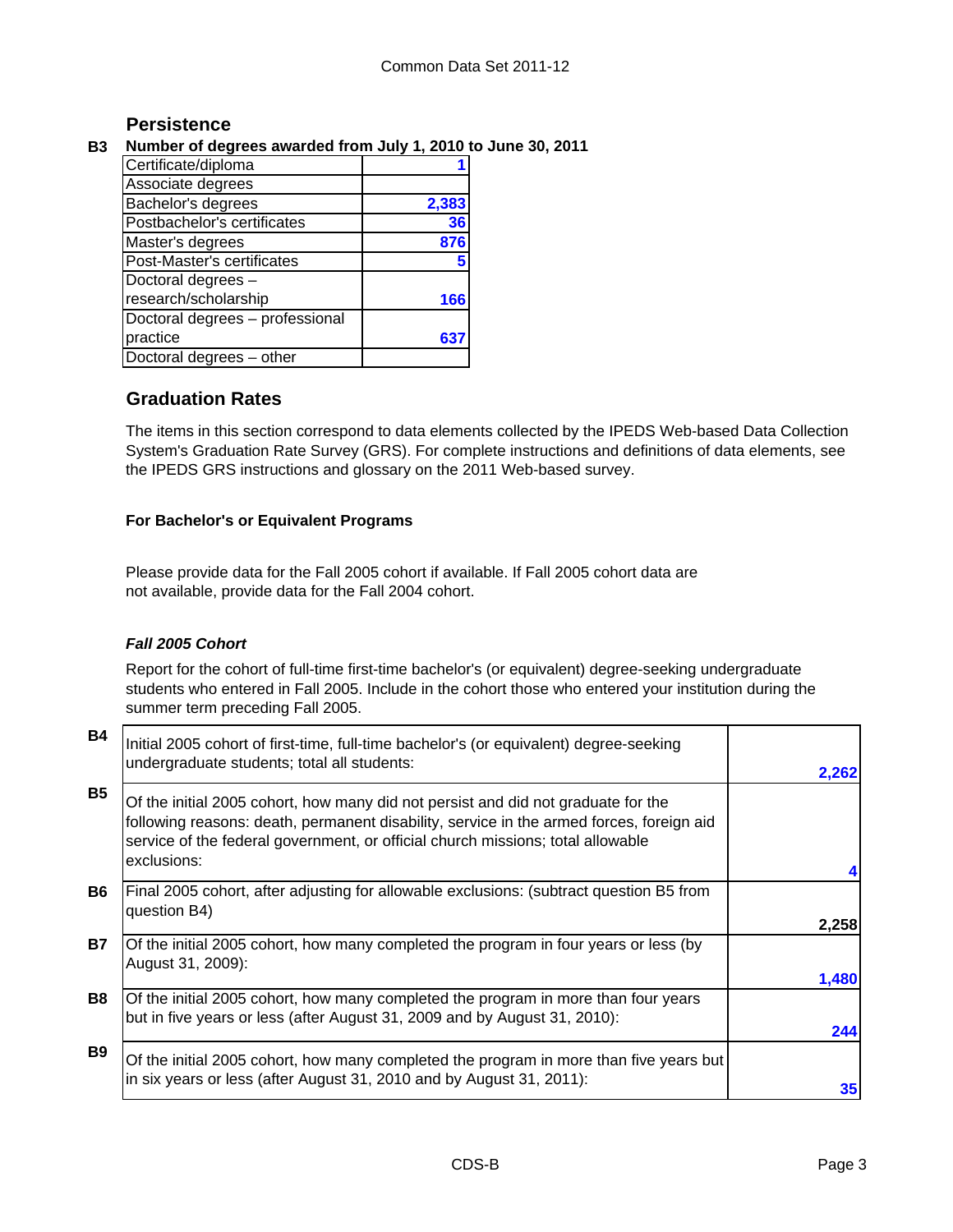## Persistence

**B3 Number of degrees awarded from July 1, 2010 to June 30, 2011**

| | |
|---|---|
| Certificate/diploma | 1 |
| Associate degrees | |
| Bachelor's degrees | 2,383 |
| Postbachelor's certificates | 36 |
| Master's degrees | 876 |
| Post-Master's certificates | 5 |
| Doctoral degrees – research/scholarship | 166 |
| Doctoral degrees – professional practice | 637 |
| Doctoral degrees – other | |

## Graduation Rates

The items in this section correspond to data elements collected by the IPEDS Web-based Data Collection System's Graduation Rate Survey (GRS). For complete instructions and definitions of data elements, see the IPEDS GRS instructions and glossary on the 2011 Web-based survey.

**For Bachelor's or Equivalent Programs**

Please provide data for the Fall 2005 cohort if available. If Fall 2005 cohort data are not available, provide data for the Fall 2004 cohort.

***Fall 2005 Cohort***

Report for the cohort of full-time first-time bachelor's (or equivalent) degree-seeking undergraduate students who entered in Fall 2005. Include in the cohort those who entered your institution during the summer term preceding Fall 2005.

| | | |
|---|---|---|
| B4 | Initial 2005 cohort of first-time, full-time bachelor's (or equivalent) degree-seeking undergraduate students; total all students: | 2,262 |
| B5 | Of the initial 2005 cohort, how many did not persist and did not graduate for the following reasons: death, permanent disability, service in the armed forces, foreign aid service of the federal government, or official church missions; total allowable exclusions: | 4 |
| B6 | Final 2005 cohort, after adjusting for allowable exclusions: (subtract question B5 from question B4) | 2,258 |
| B7 | Of the initial 2005 cohort, how many completed the program in four years or less (by August 31, 2009): | 1,480 |
| B8 | Of the initial 2005 cohort, how many completed the program in more than four years but in five years or less (after August 31, 2009 and by August 31, 2010): | 244 |
| B9 | Of the initial 2005 cohort, how many completed the program in more than five years but in six years or less (after August 31, 2010 and by August 31, 2011): | 35 |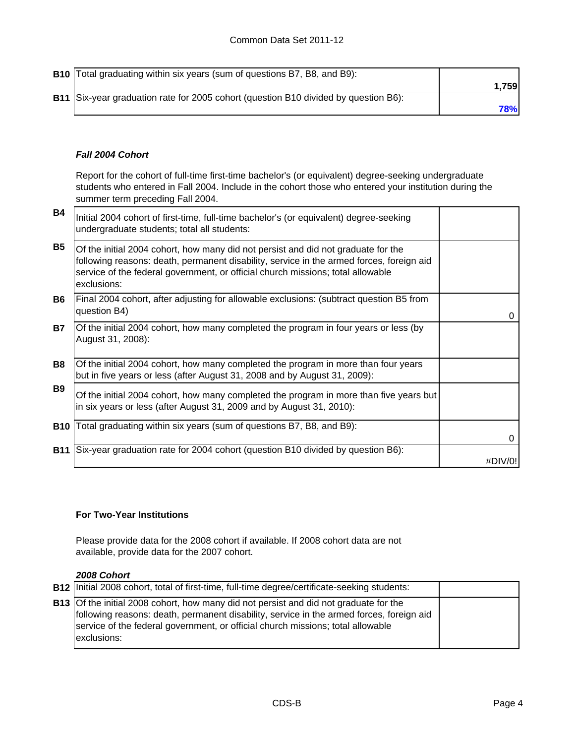| | | |
|---|---|---|
| **B10** | Total graduating within six years (sum of questions B7, B8, and B9): | **1,759** |
| **B11** | Six-year graduation rate for 2005 cohort (question B10 divided by question B6): | **78%** |

***Fall 2004 Cohort***

Report for the cohort of full-time first-time bachelor's (or equivalent) degree-seeking undergraduate students who entered in Fall 2004. Include in the cohort those who entered your institution during the summer term preceding Fall 2004.

| | | |
|---|---|---|
| **B4** | Initial 2004 cohort of first-time, full-time bachelor's (or equivalent) degree-seeking undergraduate students; total all students: | |
| **B5** | Of the initial 2004 cohort, how many did not persist and did not graduate for the following reasons: death, permanent disability, service in the armed forces, foreign aid service of the federal government, or official church missions; total allowable exclusions: | |
| **B6** | Final 2004 cohort, after adjusting for allowable exclusions: (subtract question B5 from question B4) | 0 |
| **B7** | Of the initial 2004 cohort, how many completed the program in four years or less (by August 31, 2008): | |
| **B8** | Of the initial 2004 cohort, how many completed the program in more than four years but in five years or less (after August 31, 2008 and by August 31, 2009): | |
| **B9** | Of the initial 2004 cohort, how many completed the program in more than five years but in six years or less (after August 31, 2009 and by August 31, 2010): | |
| **B10** | Total graduating within six years (sum of questions B7, B8, and B9): | 0 |
| **B11** | Six-year graduation rate for 2004 cohort (question B10 divided by question B6): | #DIV/0! |

**For Two-Year Institutions**

Please provide data for the 2008 cohort if available. If 2008 cohort data are not available, provide data for the 2007 cohort.

***2008 Cohort***

| | | |
|---|---|---|
| **B12** | Initial 2008 cohort, total of first-time, full-time degree/certificate-seeking students: | |
| **B13** | Of the initial 2008 cohort, how many did not persist and did not graduate for the following reasons: death, permanent disability, service in the armed forces, foreign aid service of the federal government, or official church missions; total allowable exclusions: | |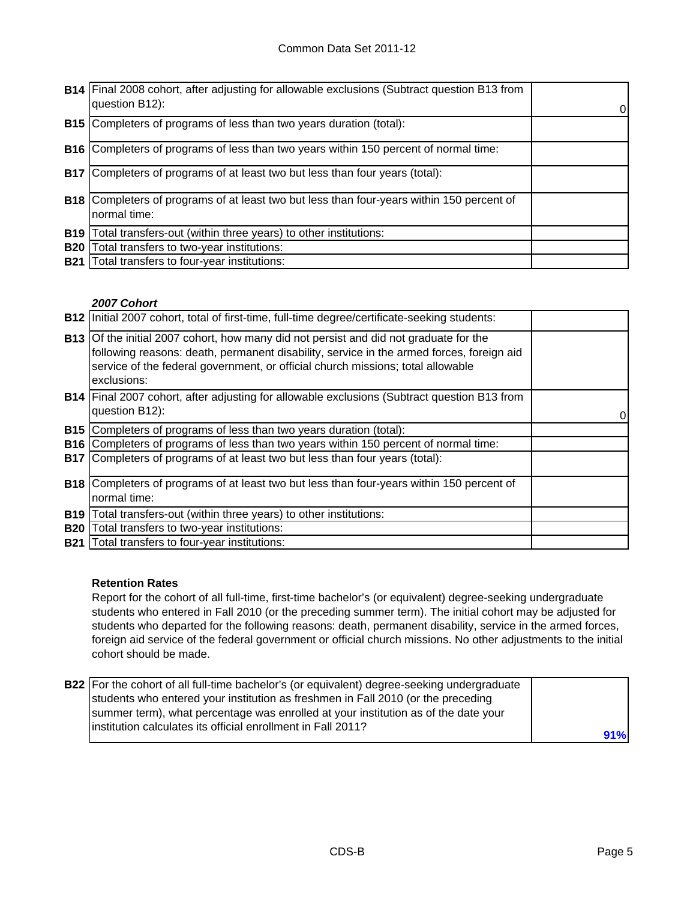| | | |
|---|---|---|
| **B14** | Final 2008 cohort, after adjusting for allowable exclusions (Subtract question B13 from question B12): | 0 |
| **B15** | Completers of programs of less than two years duration (total): | |
| **B16** | Completers of programs of less than two years within 150 percent of normal time: | |
| **B17** | Completers of programs of at least two but less than four years (total): | |
| **B18** | Completers of programs of at least two but less than four-years within 150 percent of normal time: | |
| **B19** | Total transfers-out (within three years) to other institutions: | |
| **B20** | Total transfers to two-year institutions: | |
| **B21** | Total transfers to four-year institutions: | |

***2007 Cohort***

| | | |
|---|---|---|
| **B12** | Initial 2007 cohort, total of first-time, full-time degree/certificate-seeking students: | |
| **B13** | Of the initial 2007 cohort, how many did not persist and did not graduate for the following reasons: death, permanent disability, service in the armed forces, foreign aid service of the federal government, or official church missions; total allowable exclusions: | |
| **B14** | Final 2007 cohort, after adjusting for allowable exclusions (Subtract question B13 from question B12): | 0 |
| **B15** | Completers of programs of less than two years duration (total): | |
| **B16** | Completers of programs of less than two years within 150 percent of normal time: | |
| **B17** | Completers of programs of at least two but less than four years (total): | |
| **B18** | Completers of programs of at least two but less than four-years within 150 percent of normal time: | |
| **B19** | Total transfers-out (within three years) to other institutions: | |
| **B20** | Total transfers to two-year institutions: | |
| **B21** | Total transfers to four-year institutions: | |

**Retention Rates**

Report for the cohort of all full-time, first-time bachelor's (or equivalent) degree-seeking undergraduate students who entered in Fall 2010 (or the preceding summer term). The initial cohort may be adjusted for students who departed for the following reasons: death, permanent disability, service in the armed forces, foreign aid service of the federal government or official church missions. No other adjustments to the initial cohort should be made.

| | | |
|---|---|---|
| **B22** | For the cohort of all full-time bachelor's (or equivalent) degree-seeking undergraduate students who entered your institution as freshmen in Fall 2010 (or the preceding summer term), what percentage was enrolled at your institution as of the date your institution calculates its official enrollment in Fall 2011? | **91%** |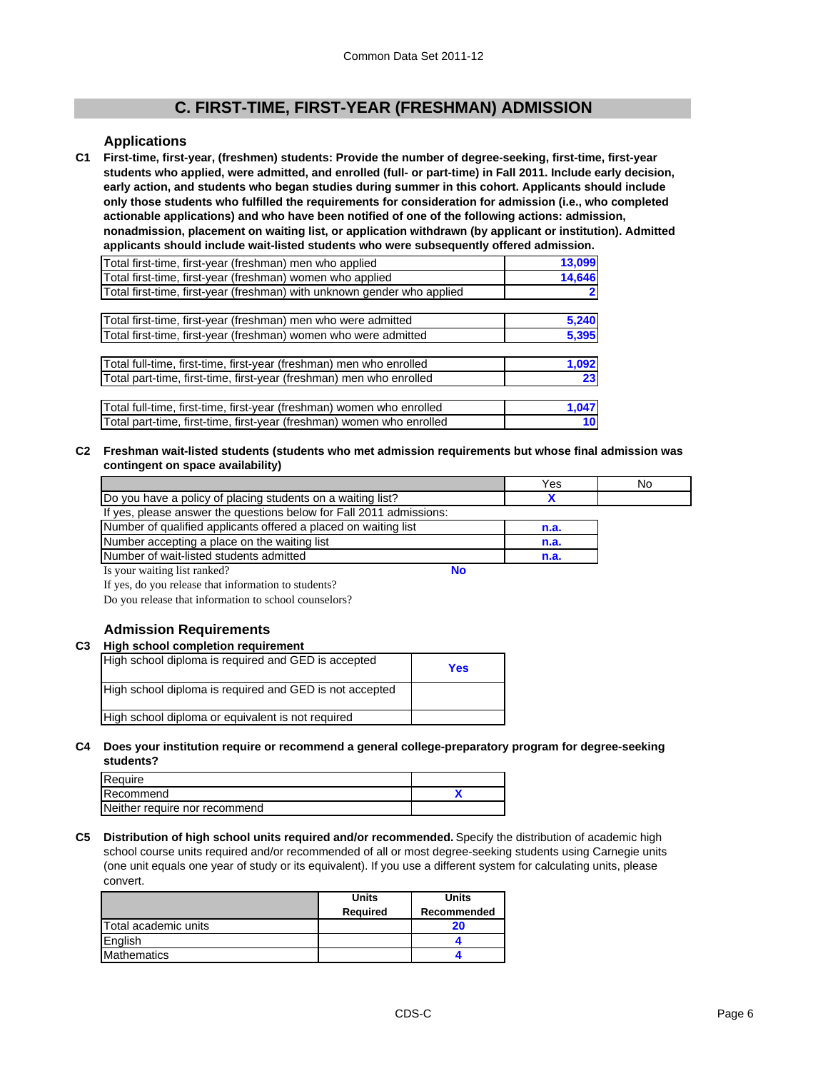## C. FIRST-TIME, FIRST-YEAR (FRESHMAN) ADMISSION

### Applications

**C1 First-time, first-year, (freshmen) students: Provide the number of degree-seeking, first-time, first-year students who applied, were admitted, and enrolled (full- or part-time) in Fall 2011. Include early decision, early action, and students who began studies during summer in this cohort. Applicants should include only those students who fulfilled the requirements for consideration for admission (i.e., who completed actionable applications) and who have been notified of one of the following actions: admission, nonadmission, placement on waiting list, or application withdrawn (by applicant or institution). Admitted applicants should include wait-listed students who were subsequently offered admission.**

| | |
|---|---|
| Total first-time, first-year (freshman) men who applied | 13,099 |
| Total first-time, first-year (freshman) women who applied | 14,646 |
| Total first-time, first-year (freshman) with unknown gender who applied | 2 |
| | |
| Total first-time, first-year (freshman) men who were admitted | 5,240 |
| Total first-time, first-year (freshman) women who were admitted | 5,395 |
| | |
| Total full-time, first-time, first-year (freshman) men who enrolled | 1,092 |
| Total part-time, first-time, first-year (freshman) men who enrolled | 23 |
| | |
| Total full-time, first-time, first-year (freshman) women who enrolled | 1,047 |
| Total part-time, first-time, first-year (freshman) women who enrolled | 10 |

**C2 Freshman wait-listed students (students who met admission requirements but whose final admission was contingent on space availability)**

| | Yes | No |
|---|---|---|
| Do you have a policy of placing students on a waiting list? | X | |
| If yes, please answer the questions below for Fall 2011 admissions: | | |
| Number of qualified applicants offered a placed on waiting list | n.a. | |
| Number accepting a place on the waiting list | n.a. | |
| Number of wait-listed students admitted | n.a. | |

Is your waiting list ranked? **No**

If yes, do you release that information to students?

Do you release that information to school counselors?

### Admission Requirements

**C3 High school completion requirement**

| | |
|---|---|
| High school diploma is required and GED is accepted | Yes |
| High school diploma is required and GED is not accepted | |
| High school diploma or equivalent is not required | |

**C4 Does your institution require or recommend a general college-preparatory program for degree-seeking students?**

| | |
|---|---|
| Require | |
| Recommend | X |
| Neither require nor recommend | |

**C5 Distribution of high school units required and/or recommended.** Specify the distribution of academic high school course units required and/or recommended of all or most degree-seeking students using Carnegie units (one unit equals one year of study or its equivalent). If you use a different system for calculating units, please convert.

| | Units Required | Units Recommended |
|---|---|---|
| Total academic units | | 20 |
| English | | 4 |
| Mathematics | | 4 |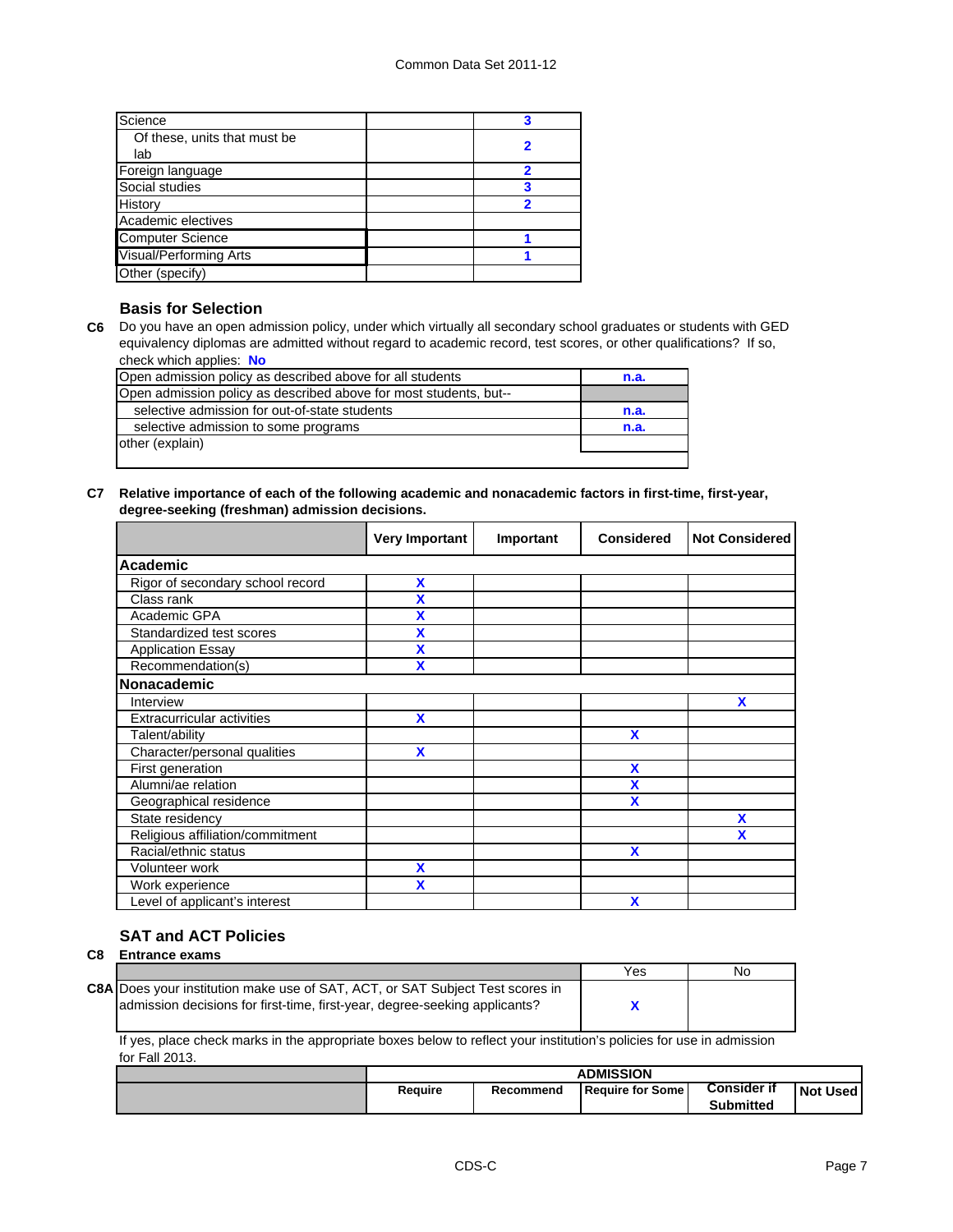| | | |
|---|---|---|
| Science | | 3 |
| Of these, units that must be lab | | 2 |
| Foreign language | | 2 |
| Social studies | | 3 |
| History | | 2 |
| Academic electives | | |
| Computer Science | | 1 |
| Visual/Performing Arts | | 1 |
| Other (specify) | | |

### Basis for Selection

**C6** Do you have an open admission policy, under which virtually all secondary school graduates or students with GED equivalency diplomas are admitted without regard to academic record, test scores, or other qualifications? If so, check which applies: **No**

| | |
|---|---|
| Open admission policy as described above for all students | n.a. |
| Open admission policy as described above for most students, but-- | |
| selective admission for out-of-state students | n.a. |
| selective admission to some programs | n.a. |
| other (explain) | |

**C7 Relative importance of each of the following academic and nonacademic factors in first-time, first-year, degree-seeking (freshman) admission decisions.**

| | Very Important | Important | Considered | Not Considered |
|---|---|---|---|---|
| **Academic** | | | | |
| Rigor of secondary school record | X | | | |
| Class rank | X | | | |
| Academic GPA | X | | | |
| Standardized test scores | X | | | |
| Application Essay | X | | | |
| Recommendation(s) | X | | | |
| **Nonacademic** | | | | |
| Interview | | | | X |
| Extracurricular activities | X | | | |
| Talent/ability | | | X | |
| Character/personal qualities | X | | | |
| First generation | | | X | |
| Alumni/ae relation | | | X | |
| Geographical residence | | | X | |
| State residency | | | | X |
| Religious affiliation/commitment | | | | X |
| Racial/ethnic status | | | X | |
| Volunteer work | X | | | |
| Work experience | X | | | |
| Level of applicant's interest | | | X | |

### SAT and ACT Policies

**C8 Entrance exams**

| | Yes | No |
|---|---|---|
| **C8A** Does your institution make use of SAT, ACT, or SAT Subject Test scores in admission decisions for first-time, first-year, degree-seeking applicants? | X | |

If yes, place check marks in the appropriate boxes below to reflect your institution's policies for use in admission for Fall 2013.

| | ADMISSION | | | | |
|---|---|---|---|---|---|
| | Require | Recommend | Require for Some | Consider if Submitted | Not Used |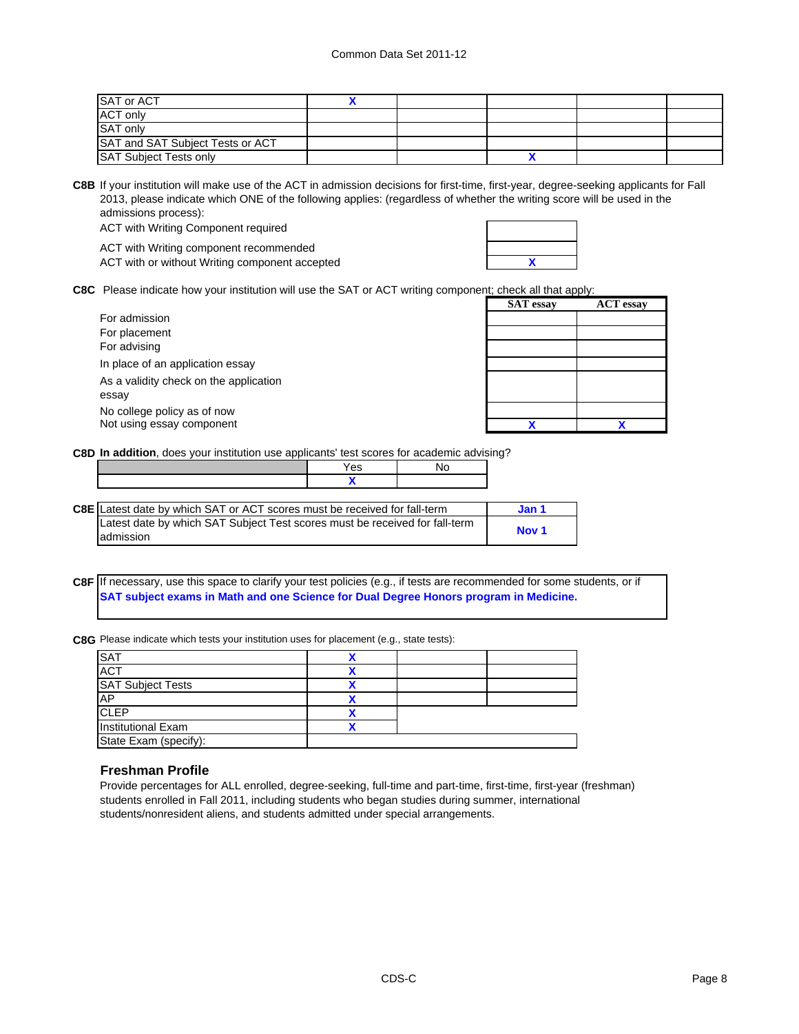| | | | | | |
|---|---|---|---|---|---|
| SAT or ACT | X | | | | |
| ACT only | | | | | |
| SAT only | | | | | |
| SAT and SAT Subject Tests or ACT | | | | | |
| SAT Subject Tests only | | | X | | |

**C8B** If your institution will make use of the ACT in admission decisions for first-time, first-year, degree-seeking applicants for Fall 2013, please indicate which ONE of the following applies: (regardless of whether the writing score will be used in the admissions process):

| | |
|---|---|
| ACT with Writing Component required | |
| ACT with Writing component recommended | |
| ACT with or without Writing component accepted | X |

**C8C** Please indicate how your institution will use the SAT or ACT writing component; check all that apply:

| | SAT essay | ACT essay |
|---|---|---|
| For admission | | |
| For placement | | |
| For advising | | |
| In place of an application essay | | |
| As a validity check on the application essay | | |
| No college policy as of now | | |
| Not using essay component | X | X |

**C8D** **In addition**, does your institution use applicants' test scores for academic advising?

| | Yes | No |
|---|---|---|
| | X | |

| | |
|---|---|
| **C8E** Latest date by which SAT or ACT scores must be received for fall-term | **Jan 1** |
| Latest date by which SAT Subject Test scores must be received for fall-term admission | **Nov 1** |

**C8F** If necessary, use this space to clarify your test policies (e.g., if tests are recommended for some students, or if

**SAT subject exams in Math and one Science for Dual Degree Honors program in Medicine.**

**C8G** Please indicate which tests your institution uses for placement (e.g., state tests):

| | | | |
|---|---|---|---|
| SAT | X | | |
| ACT | X | | |
| SAT Subject Tests | X | | |
| AP | X | | |
| CLEP | X | | |
| Institutional Exam | X | | |
| State Exam (specify): | | | |

### Freshman Profile

Provide percentages for ALL enrolled, degree-seeking, full-time and part-time, first-time, first-year (freshman) students enrolled in Fall 2011, including students who began studies during summer, international students/nonresident aliens, and students admitted under special arrangements.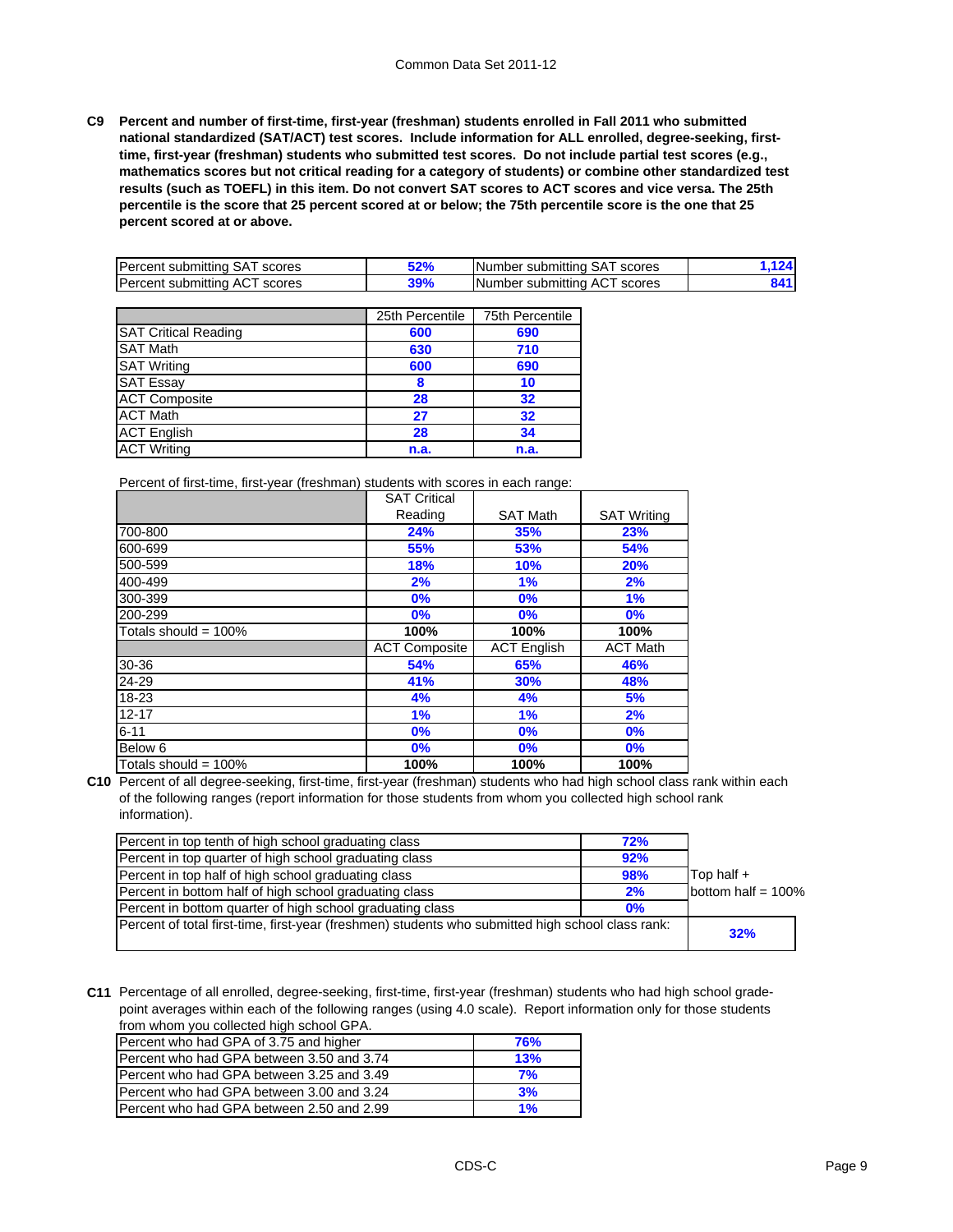Common Data Set 2011-12

**C9 Percent and number of first-time, first-year (freshman) students enrolled in Fall 2011 who submitted national standardized (SAT/ACT) test scores. Include information for ALL enrolled, degree-seeking, first-time, first-year (freshman) students who submitted test scores. Do not include partial test scores (e.g., mathematics scores but not critical reading for a category of students) or combine other standardized test results (such as TOEFL) in this item. Do not convert SAT scores to ACT scores and vice versa. The 25th percentile is the score that 25 percent scored at or below; the 75th percentile score is the one that 25 percent scored at or above.**

| | | | |
|---|---|---|---|
| Percent submitting SAT scores | 52% | Number submitting SAT scores | 1,124 |
| Percent submitting ACT scores | 39% | Number submitting ACT scores | 841 |

| | 25th Percentile | 75th Percentile |
|---|---|---|
| SAT Critical Reading | 600 | 690 |
| SAT Math | 630 | 710 |
| SAT Writing | 600 | 690 |
| SAT Essay | 8 | 10 |
| ACT Composite | 28 | 32 |
| ACT Math | 27 | 32 |
| ACT English | 28 | 34 |
| ACT Writing | n.a. | n.a. |

Percent of first-time, first-year (freshman) students with scores in each range:

| | SAT Critical Reading | SAT Math | SAT Writing |
|---|---|---|---|
| 700-800 | 24% | 35% | 23% |
| 600-699 | 55% | 53% | 54% |
| 500-599 | 18% | 10% | 20% |
| 400-499 | 2% | 1% | 2% |
| 300-399 | 0% | 0% | 1% |
| 200-299 | 0% | 0% | 0% |
| Totals should = 100% | 100% | 100% | 100% |
| | ACT Composite | ACT English | ACT Math |
| 30-36 | 54% | 65% | 46% |
| 24-29 | 41% | 30% | 48% |
| 18-23 | 4% | 4% | 5% |
| 12-17 | 1% | 1% | 2% |
| 6-11 | 0% | 0% | 0% |
| Below 6 | 0% | 0% | 0% |
| Totals should = 100% | 100% | 100% | 100% |

**C10** Percent of all degree-seeking, first-time, first-year (freshman) students who had high school class rank within each of the following ranges (report information for those students from whom you collected high school rank information).

| | | |
|---|---|---|
| Percent in top tenth of high school graduating class | 72% | |
| Percent in top quarter of high school graduating class | 92% | |
| Percent in top half of high school graduating class | 98% | Top half + |
| Percent in bottom half of high school graduating class | 2% | bottom half = 100% |
| Percent in bottom quarter of high school graduating class | 0% | |
| Percent of total first-time, first-year (freshmen) students who submitted high school class rank: | | 32% |

**C11** Percentage of all enrolled, degree-seeking, first-time, first-year (freshman) students who had high school grade-point averages within each of the following ranges (using 4.0 scale). Report information only for those students from whom you collected high school GPA.

| | |
|---|---|
| Percent who had GPA of 3.75 and higher | 76% |
| Percent who had GPA between 3.50 and 3.74 | 13% |
| Percent who had GPA between 3.25 and 3.49 | 7% |
| Percent who had GPA between 3.00 and 3.24 | 3% |
| Percent who had GPA between 2.50 and 2.99 | 1% |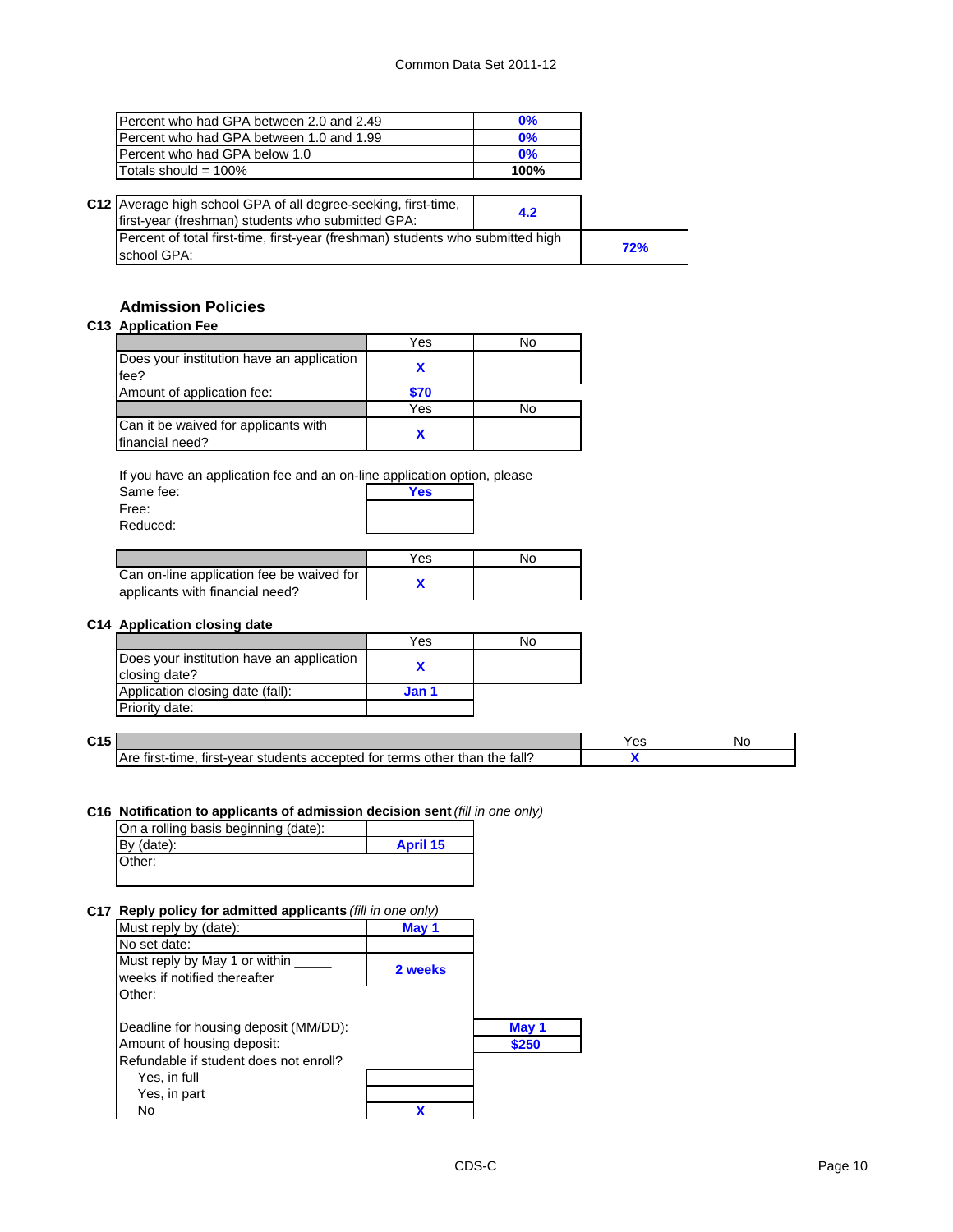| | |
|---|---|
| Percent who had GPA between 2.0 and 2.49 | 0% |
| Percent who had GPA between 1.0 and 1.99 | 0% |
| Percent who had GPA below 1.0 | 0% |
| Totals should = 100% | 100% |

**C12**

| | |
|---|---|
| Average high school GPA of all degree-seeking, first-time, first-year (freshman) students who submitted GPA: | 4.2 |
| Percent of total first-time, first-year (freshman) students who submitted high school GPA: | 72% |

## Admission Policies

### C13 Application Fee

| | Yes | No |
|---|---|---|
| Does your institution have an application fee? | X | |
| Amount of application fee: | $70 | |

| | Yes | No |
|---|---|---|
| Can it be waived for applicants with financial need? | X | |

If you have an application fee and an on-line application option, please

| | |
|---|---|
| Same fee: | Yes |
| Free: | |
| Reduced: | |

| | Yes | No |
|---|---|---|
| Can on-line application fee be waived for applicants with financial need? | X | |

### C14 Application closing date

| | Yes | No |
|---|---|---|
| Does your institution have an application closing date? | X | |
| Application closing date (fall): | Jan 1 | |
| Priority date: | | |

**C15**

| | Yes | No |
|---|---|---|
| Are first-time, first-year students accepted for terms other than the fall? | X | |

### C16 Notification to applicants of admission decision sent *(fill in one only)*

| | |
|---|---|
| On a rolling basis beginning (date): | |
| By (date): | April 15 |
| Other: | |

### C17 Reply policy for admitted applicants *(fill in one only)*

| | |
|---|---|
| Must reply by (date): | May 1 |
| No set date: | |
| Must reply by May 1 or within _____ weeks if notified thereafter | 2 weeks |
| Other: | |

| | |
|---|---|
| Deadline for housing deposit (MM/DD): | May 1 |
| Amount of housing deposit: | $250 |

Refundable if student does not enroll?

| | |
|---|---|
| Yes, in full | |
| Yes, in part | |
| No | X |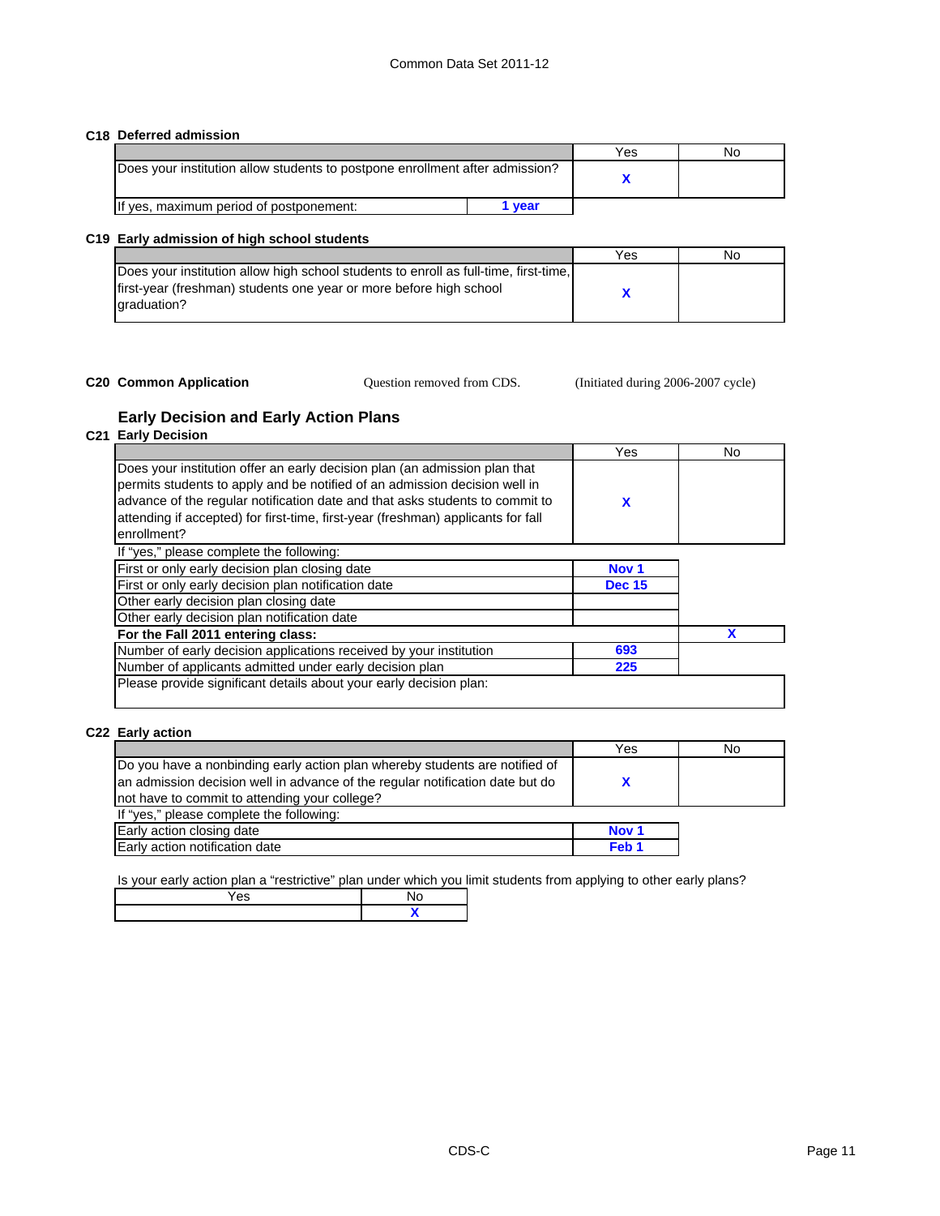## C18 Deferred admission

| | Yes | No |
|---|---|---|
| Does your institution allow students to postpone enrollment after admission? | X | |
| If yes, maximum period of postponement: **1 year** | | |

## C19 Early admission of high school students

| | Yes | No |
|---|---|---|
| Does your institution allow high school students to enroll as full-time, first-time, first-year (freshman) students one year or more before high school graduation? | X | |

## C20 Common Application

Question removed from CDS. (Initiated during 2006-2007 cycle)

## Early Decision and Early Action Plans

## C21 Early Decision

| | Yes | No |
|---|---|---|
| Does your institution offer an early decision plan (an admission plan that permits students to apply and be notified of an admission decision well in advance of the regular notification date and that asks students to commit to attending if accepted) for first-time, first-year (freshman) applicants for fall enrollment? | X | |
| If "yes," please complete the following: | | |
| First or only early decision plan closing date | Nov 1 | |
| First or only early decision plan notification date | Dec 15 | |
| Other early decision plan closing date | | |
| Other early decision plan notification date | | |
| **For the Fall 2011 entering class:** | | X |
| Number of early decision applications received by your institution | 693 | |
| Number of applicants admitted under early decision plan | 225 | |
| Please provide significant details about your early decision plan: | | |

## C22 Early action

| | Yes | No |
|---|---|---|
| Do you have a nonbinding early action plan whereby students are notified of an admission decision well in advance of the regular notification date but do not have to commit to attending your college? | X | |
| If "yes," please complete the following: | | |
| Early action closing date | Nov 1 | |
| Early action notification date | Feb 1 | |

Is your early action plan a "restrictive" plan under which you limit students from applying to other early plans?

| Yes | No |
|---|---|
| | X |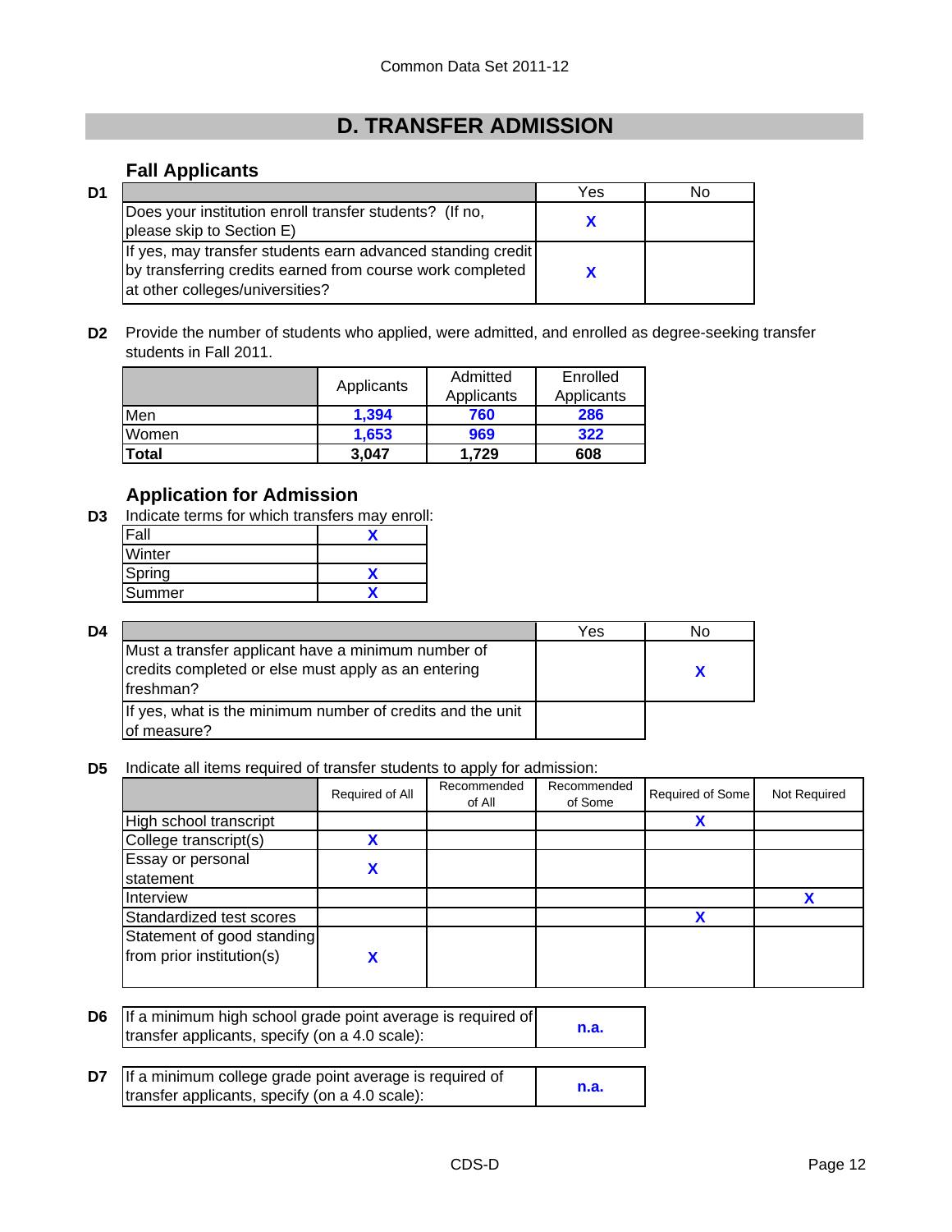Common Data Set 2011-12

# D. TRANSFER ADMISSION

## Fall Applicants

**D1**

| | Yes | No |
|---|---|---|
| Does your institution enroll transfer students? (If no, please skip to Section E) | X | |
| If yes, may transfer students earn advanced standing credit by transferring credits earned from course work completed at other colleges/universities? | X | |

**D2** Provide the number of students who applied, were admitted, and enrolled as degree-seeking transfer students in Fall 2011.

| | Applicants | Admitted Applicants | Enrolled Applicants |
|---|---|---|---|
| Men | 1,394 | 760 | 286 |
| Women | 1,653 | 969 | 322 |
| **Total** | 3,047 | 1,729 | 608 |

## Application for Admission

**D3** Indicate terms for which transfers may enroll:

| | |
|---|---|
| Fall | X |
| Winter | |
| Spring | X |
| Summer | X |

**D4**

| | Yes | No |
|---|---|---|
| Must a transfer applicant have a minimum number of credits completed or else must apply as an entering freshman? | | X |
| If yes, what is the minimum number of credits and the unit of measure? | | |

**D5** Indicate all items required of transfer students to apply for admission:

| | Required of All | Recommended of All | Recommended of Some | Required of Some | Not Required |
|---|---|---|---|---|---|
| High school transcript | | | | X | |
| College transcript(s) | X | | | | |
| Essay or personal statement | X | | | | |
| Interview | | | | | X |
| Standardized test scores | | | | X | |
| Statement of good standing from prior institution(s) | X | | | | |

| **D6** | |
|---|---|
| If a minimum high school grade point average is required of transfer applicants, specify (on a 4.0 scale): | n.a. |

| **D7** | |
|---|---|
| If a minimum college grade point average is required of transfer applicants, specify (on a 4.0 scale): | n.a. |

CDS-D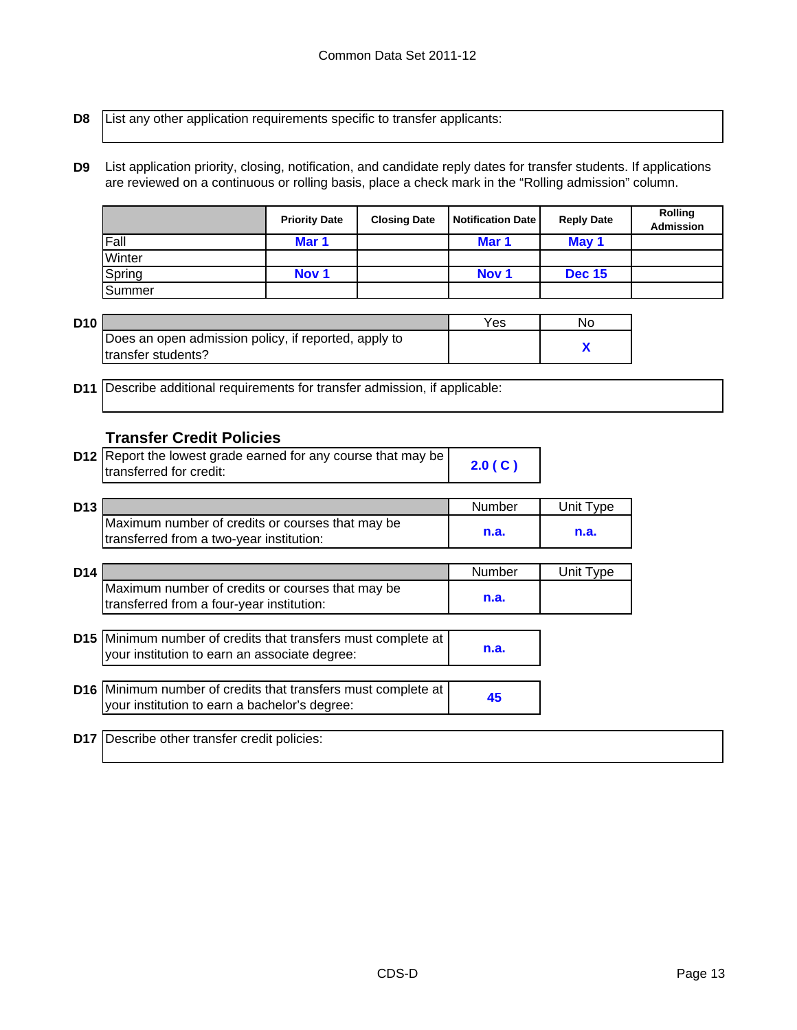**D8** List any other application requirements specific to transfer applicants:

**D9** List application priority, closing, notification, and candidate reply dates for transfer students. If applications are reviewed on a continuous or rolling basis, place a check mark in the "Rolling admission" column.

| | Priority Date | Closing Date | Notification Date | Reply Date | Rolling Admission |
|---|---|---|---|---|---|
| Fall | Mar 1 | | Mar 1 | May 1 | |
| Winter | | | | | |
| Spring | Nov 1 | | Nov 1 | Dec 15 | |
| Summer | | | | | |

**D10**

| | Yes | No |
|---|---|---|
| Does an open admission policy, if reported, apply to transfer students? | | X |

**D11** Describe additional requirements for transfer admission, if applicable:

### Transfer Credit Policies

**D12** Report the lowest grade earned for any course that may be transferred for credit: **2.0 ( C )**

**D13**

| | Number | Unit Type |
|---|---|---|
| Maximum number of credits or courses that may be transferred from a two-year institution: | n.a. | n.a. |

**D14**

| | Number | Unit Type |
|---|---|---|
| Maximum number of credits or courses that may be transferred from a four-year institution: | n.a. | |

**D15** Minimum number of credits that transfers must complete at your institution to earn an associate degree: **n.a.**

**D16** Minimum number of credits that transfers must complete at your institution to earn a bachelor's degree: **45**

**D17** Describe other transfer credit policies: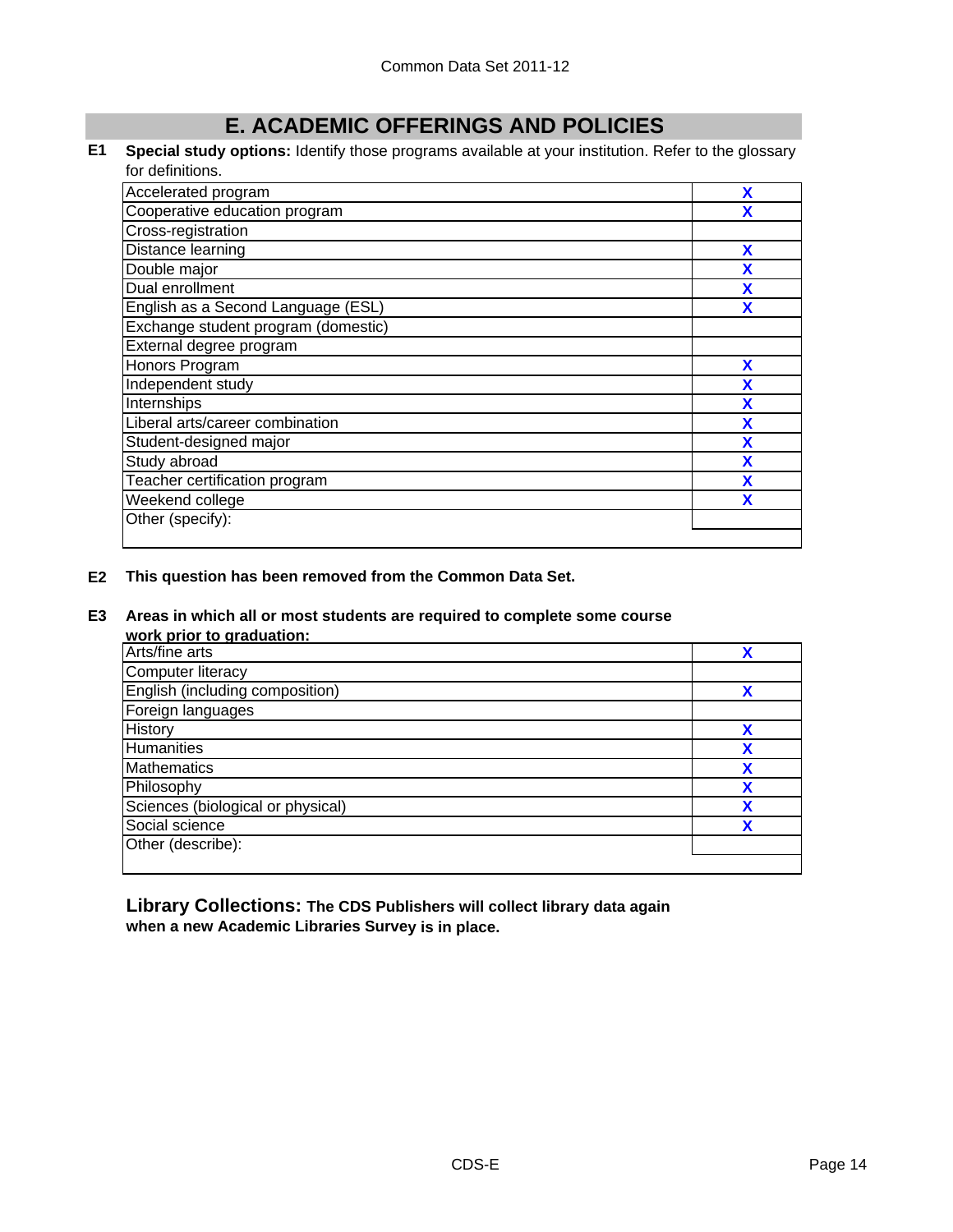## E. ACADEMIC OFFERINGS AND POLICIES

**E1 Special study options:** Identify those programs available at your institution. Refer to the glossary for definitions.

| | |
|---|---|
| Accelerated program | X |
| Cooperative education program | X |
| Cross-registration | |
| Distance learning | X |
| Double major | X |
| Dual enrollment | X |
| English as a Second Language (ESL) | X |
| Exchange student program (domestic) | |
| External degree program | |
| Honors Program | X |
| Independent study | X |
| Internships | X |
| Liberal arts/career combination | X |
| Student-designed major | X |
| Study abroad | X |
| Teacher certification program | X |
| Weekend college | X |
| Other (specify): | |

**E2 This question has been removed from the Common Data Set.**

**E3 Areas in which all or most students are required to complete some course work prior to graduation:**

| | |
|---|---|
| Arts/fine arts | X |
| Computer literacy | |
| English (including composition) | X |
| Foreign languages | |
| History | X |
| Humanities | X |
| Mathematics | X |
| Philosophy | X |
| Sciences (biological or physical) | X |
| Social science | X |
| Other (describe): | |

**Library Collections: The CDS Publishers will collect library data again when a new Academic Libraries Survey is in place.**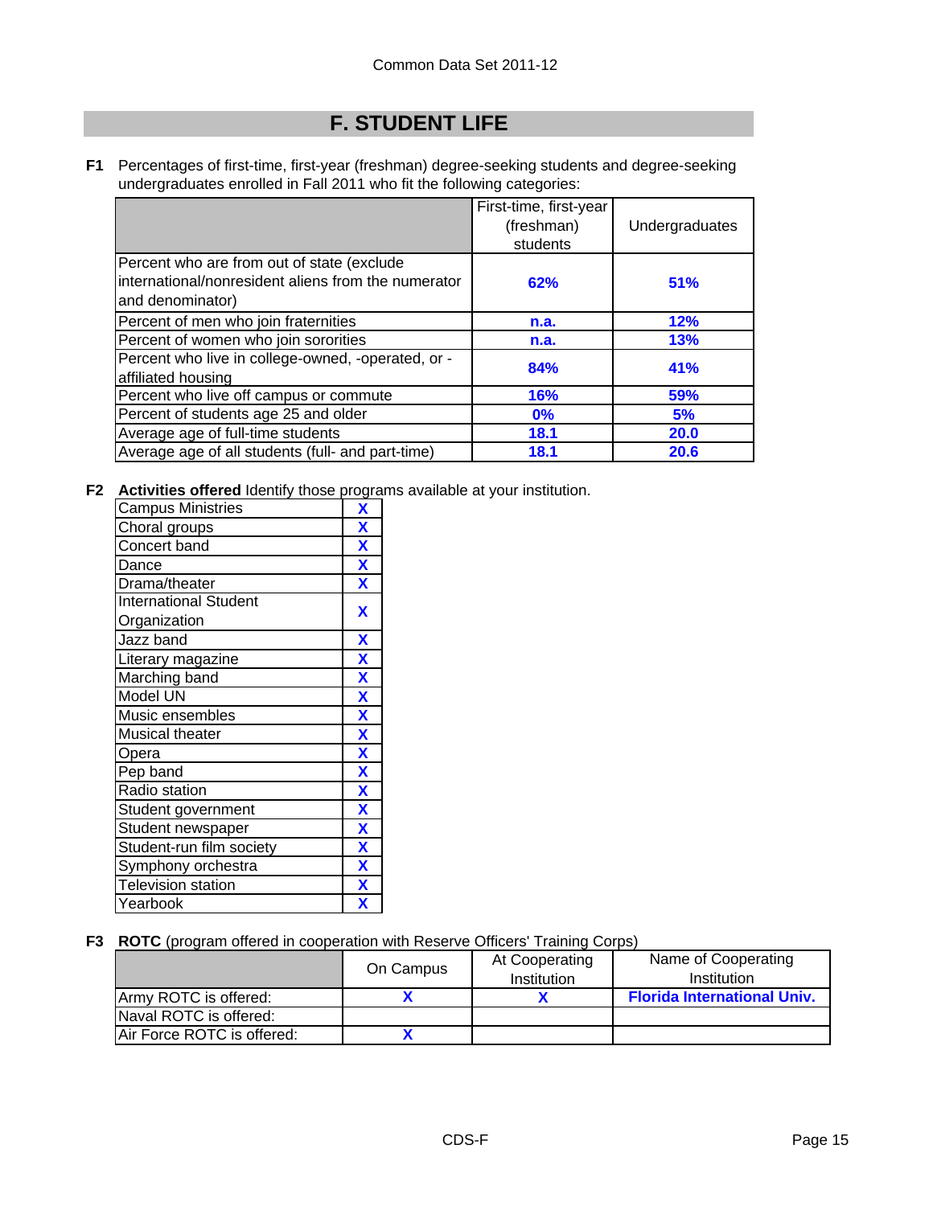## F. STUDENT LIFE

**F1** Percentages of first-time, first-year (freshman) degree-seeking students and degree-seeking undergraduates enrolled in Fall 2011 who fit the following categories:

| | First-time, first-year (freshman) students | Undergraduates |
|---|---|---|
| Percent who are from out of state (exclude international/nonresident aliens from the numerator and denominator) | 62% | 51% |
| Percent of men who join fraternities | n.a. | 12% |
| Percent of women who join sororities | n.a. | 13% |
| Percent who live in college-owned, -operated, or -affiliated housing | 84% | 41% |
| Percent who live off campus or commute | 16% | 59% |
| Percent of students age 25 and older | 0% | 5% |
| Average age of full-time students | 18.1 | 20.0 |
| Average age of all students (full- and part-time) | 18.1 | 20.6 |

**F2** **Activities offered** Identify those programs available at your institution.

| Activity | |
|---|---|
| Campus Ministries | X |
| Choral groups | X |
| Concert band | X |
| Dance | X |
| Drama/theater | X |
| International Student Organization | X |
| Jazz band | X |
| Literary magazine | X |
| Marching band | X |
| Model UN | X |
| Music ensembles | X |
| Musical theater | X |
| Opera | X |
| Pep band | X |
| Radio station | X |
| Student government | X |
| Student newspaper | X |
| Student-run film society | X |
| Symphony orchestra | X |
| Television station | X |
| Yearbook | X |

**F3** **ROTC** (program offered in cooperation with Reserve Officers' Training Corps)

| | On Campus | At Cooperating Institution | Name of Cooperating Institution |
|---|---|---|---|
| Army ROTC is offered: | X | X | Florida International Univ. |
| Naval ROTC is offered: | | | |
| Air Force ROTC is offered: | X | | |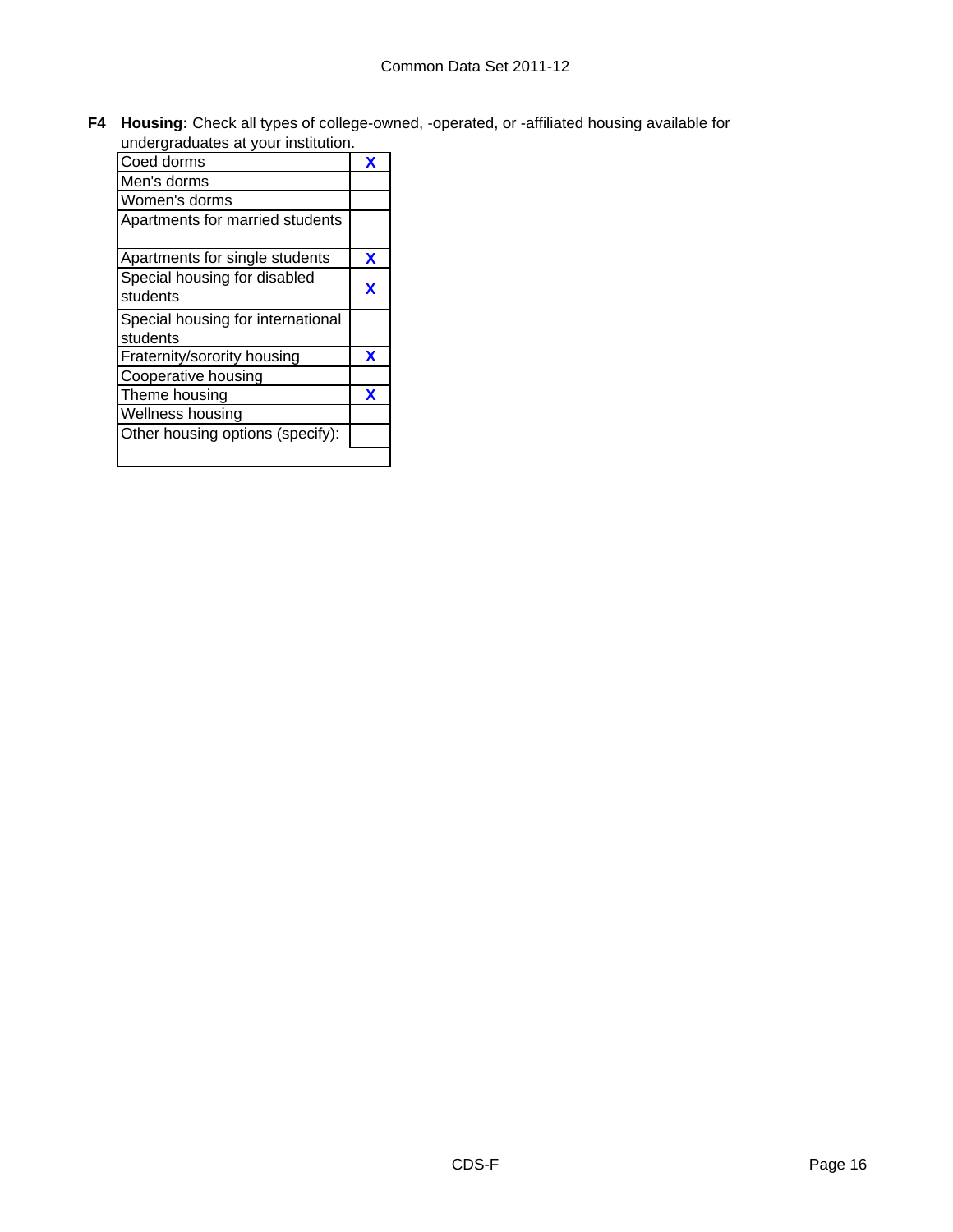**F4 Housing:** Check all types of college-owned, -operated, or -affiliated housing available for undergraduates at your institution.

| Housing type | |
|---|---|
| Coed dorms | X |
| Men's dorms | |
| Women's dorms | |
| Apartments for married students | |
| Apartments for single students | X |
| Special housing for disabled students | X |
| Special housing for international students | |
| Fraternity/sorority housing | X |
| Cooperative housing | |
| Theme housing | X |
| Wellness housing | |
| Other housing options (specify): | |
| | |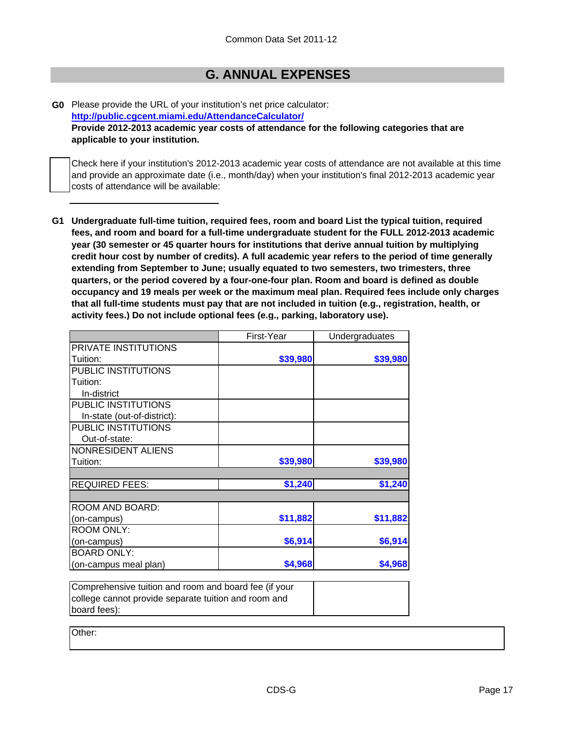# G. ANNUAL EXPENSES

**G0** Please provide the URL of your institution's net price calculator:
**http://public.cgcent.miami.edu/AttendanceCalculator/**
**Provide 2012-2013 academic year costs of attendance for the following categories that are applicable to your institution.**

☐ Check here if your institution's 2012-2013 academic year costs of attendance are not available at this time and provide an approximate date (i.e., month/day) when your institution's final 2012-2013 academic year costs of attendance will be available:

______________________

**G1 Undergraduate full-time tuition, required fees, room and board List the typical tuition, required fees, and room and board for a full-time undergraduate student for the FULL 2012-2013 academic year (30 semester or 45 quarter hours for institutions that derive annual tuition by multiplying credit hour cost by number of credits). A full academic year refers to the period of time generally extending from September to June; usually equated to two semesters, two trimesters, three quarters, or the period covered by a four-one-four plan. Room and board is defined as double occupancy and 19 meals per week or the maximum meal plan. Required fees include only charges that all full-time students must pay that are not included in tuition (e.g., registration, health, or activity fees.) Do not include optional fees (e.g., parking, laboratory use).**

| | First-Year | Undergraduates |
|---|---|---|
| PRIVATE INSTITUTIONS Tuition: | $39,980 | $39,980 |
| PUBLIC INSTITUTIONS Tuition: In-district | | |
| PUBLIC INSTITUTIONS In-state (out-of-district): | | |
| PUBLIC INSTITUTIONS Out-of-state: | | |
| NONRESIDENT ALIENS Tuition: | $39,980 | $39,980 |
| | | |
| REQUIRED FEES: | $1,240 | $1,240 |
| | | |
| ROOM AND BOARD: (on-campus) | $11,882 | $11,882 |
| ROOM ONLY: (on-campus) | $6,914 | $6,914 |
| BOARD ONLY: (on-campus meal plan) | $4,968 | $4,968 |

| Comprehensive tuition and room and board fee (if your college cannot provide separate tuition and room and board fees): | |
|---|---|

Other: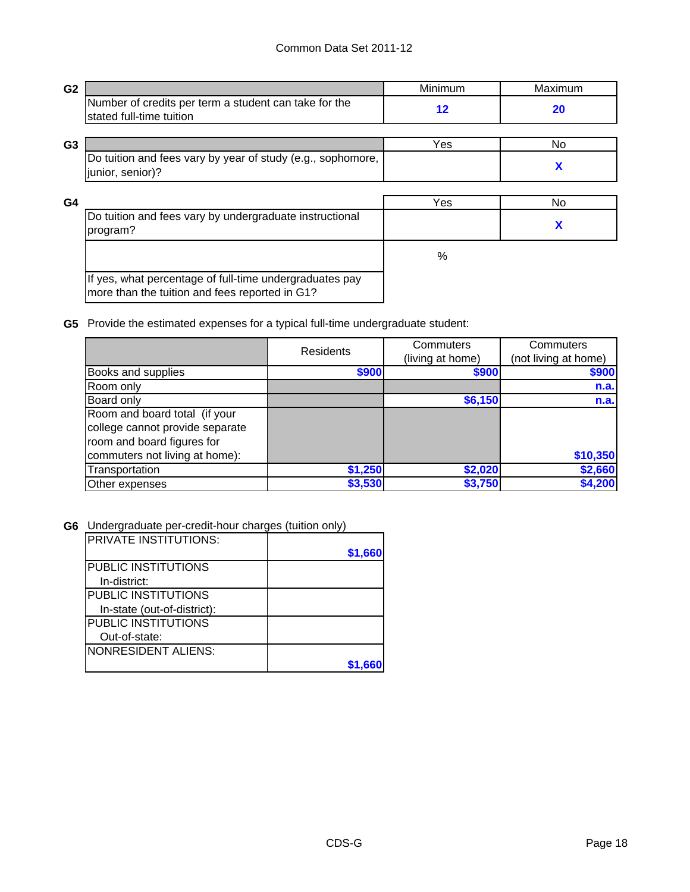**G2**

| | Minimum | Maximum |
|---|---|---|
| Number of credits per term a student can take for the stated full-time tuition | 12 | 20 |

**G3**

| | Yes | No |
|---|---|---|
| Do tuition and fees vary by year of study (e.g., sophomore, junior, senior)? | | X |

**G4**

| | Yes | No |
|---|---|---|
| Do tuition and fees vary by undergraduate instructional program? | | X |
| If yes, what percentage of full-time undergraduates pay more than the tuition and fees reported in G1? | % | |

**G5** Provide the estimated expenses for a typical full-time undergraduate student:

| | Residents | Commuters (living at home) | Commuters (not living at home) |
|---|---|---|---|
| Books and supplies | $900 | $900 | $900 |
| Room only | | | n.a. |
| Board only | | $6,150 | n.a. |
| Room and board total (if your college cannot provide separate room and board figures for commuters not living at home): | | | $10,350 |
| Transportation | $1,250 | $2,020 | $2,660 |
| Other expenses | $3,530 | $3,750 | $4,200 |

**G6** Undergraduate per-credit-hour charges (tuition only)

| | |
|---|---|
| PRIVATE INSTITUTIONS: | $1,660 |
| PUBLIC INSTITUTIONS In-district: | |
| PUBLIC INSTITUTIONS In-state (out-of-district): | |
| PUBLIC INSTITUTIONS Out-of-state: | |
| NONRESIDENT ALIENS: | $1,660 |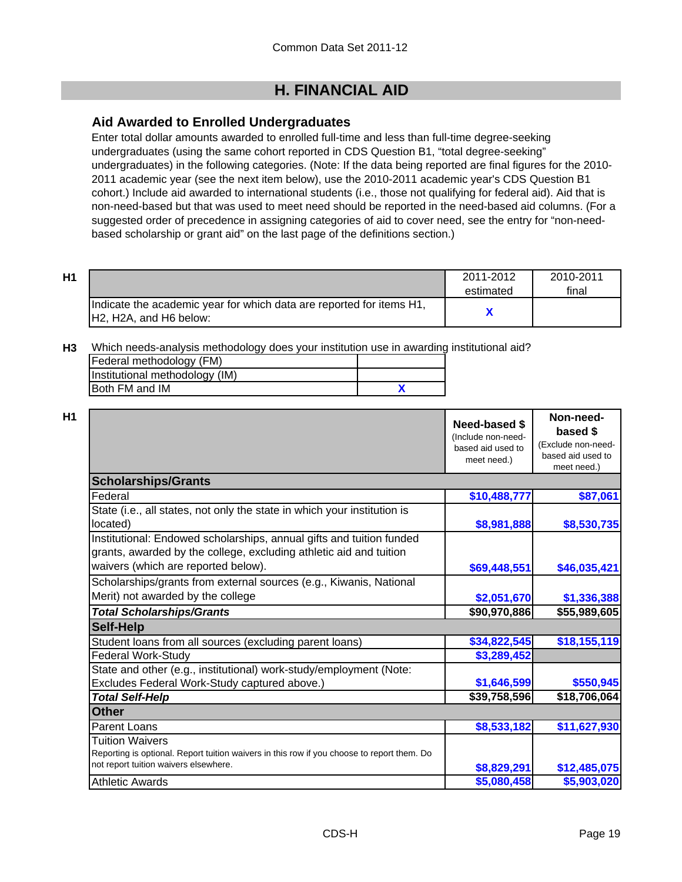## H. FINANCIAL AID

### Aid Awarded to Enrolled Undergraduates

Enter total dollar amounts awarded to enrolled full-time and less than full-time degree-seeking undergraduates (using the same cohort reported in CDS Question B1, "total degree-seeking" undergraduates) in the following categories. (Note: If the data being reported are final figures for the 2010-2011 academic year (see the next item below), use the 2010-2011 academic year's CDS Question B1 cohort.) Include aid awarded to international students (i.e., those not qualifying for federal aid). Aid that is non-need-based but that was used to meet need should be reported in the need-based aid columns. (For a suggested order of precedence in assigning categories of aid to cover need, see the entry for "non-need-based scholarship or grant aid" on the last page of the definitions section.)

**H1**

| | 2011-2012 estimated | 2010-2011 final |
|---|---|---|
| Indicate the academic year for which data are reported for items H1, H2, H2A, and H6 below: | X | |

**H3** Which needs-analysis methodology does your institution use in awarding institutional aid?

| | |
|---|---|
| Federal methodology (FM) | |
| Institutional methodology (IM) | |
| Both FM and IM | X |

**H1**

| | Need-based $ (Include non-need-based aid used to meet need.) | Non-need-based $ (Exclude non-need-based aid used to meet need.) |
|---|---|---|
| **Scholarships/Grants** | | |
| Federal | $10,488,777 | $87,061 |
| State (i.e., all states, not only the state in which your institution is located) | $8,981,888 | $8,530,735 |
| Institutional: Endowed scholarships, annual gifts and tuition funded grants, awarded by the college, excluding athletic aid and tuition waivers (which are reported below). | $69,448,551 | $46,035,421 |
| Scholarships/grants from external sources (e.g., Kiwanis, National Merit) not awarded by the college | $2,051,670 | $1,336,388 |
| ***Total Scholarships/Grants*** | **$90,970,886** | **$55,989,605** |
| **Self-Help** | | |
| Student loans from all sources (excluding parent loans) | $34,822,545 | $18,155,119 |
| Federal Work-Study | $3,289,452 | |
| State and other (e.g., institutional) work-study/employment (Note: Excludes Federal Work-Study captured above.) | $1,646,599 | $550,945 |
| ***Total Self-Help*** | **$39,758,596** | **$18,706,064** |
| **Other** | | |
| Parent Loans | $8,533,182 | $11,627,930 |
| Tuition Waivers<br>Reporting is optional. Report tuition waivers in this row if you choose to report them. Do not report tuition waivers elsewhere. | $8,829,291 | $12,485,075 |
| Athletic Awards | $5,080,458 | $5,903,020 |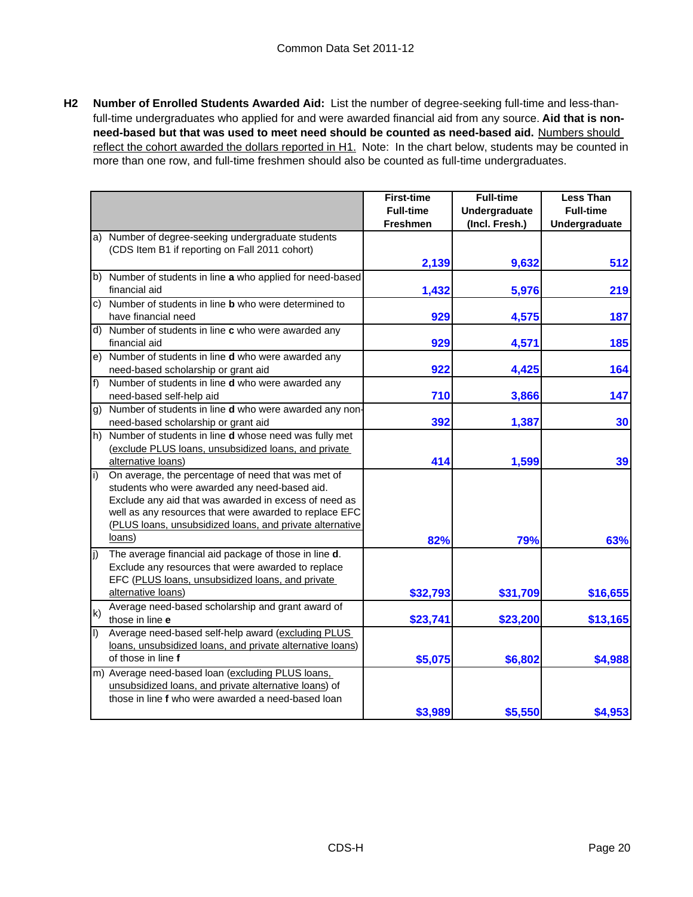**H2 Number of Enrolled Students Awarded Aid:** List the number of degree-seeking full-time and less-than-full-time undergraduates who applied for and were awarded financial aid from any source. **Aid that is non-need-based but that was used to meet need should be counted as need-based aid.** Numbers should reflect the cohort awarded the dollars reported in H1. Note: In the chart below, students may be counted in more than one row, and full-time freshmen should also be counted as full-time undergraduates.

| | First-time Full-time Freshmen | Full-time Undergraduate (Incl. Fresh.) | Less Than Full-time Undergraduate |
|---|---|---|---|
| a) Number of degree-seeking undergraduate students (CDS Item B1 if reporting on Fall 2011 cohort) | 2,139 | 9,632 | 512 |
| b) Number of students in line **a** who applied for need-based financial aid | 1,432 | 5,976 | 219 |
| c) Number of students in line **b** who were determined to have financial need | 929 | 4,575 | 187 |
| d) Number of students in line **c** who were awarded any financial aid | 929 | 4,571 | 185 |
| e) Number of students in line **d** who were awarded any need-based scholarship or grant aid | 922 | 4,425 | 164 |
| f) Number of students in line **d** who were awarded any need-based self-help aid | 710 | 3,866 | 147 |
| g) Number of students in line **d** who were awarded any non-need-based scholarship or grant aid | 392 | 1,387 | 30 |
| h) Number of students in line **d** whose need was fully met (exclude PLUS loans, unsubsidized loans, and private alternative loans) | 414 | 1,599 | 39 |
| i) On average, the percentage of need that was met of students who were awarded any need-based aid. Exclude any aid that was awarded in excess of need as well as any resources that were awarded to replace EFC (PLUS loans, unsubsidized loans, and private alternative loans) | 82% | 79% | 63% |
| j) The average financial aid package of those in line **d**. Exclude any resources that were awarded to replace EFC (PLUS loans, unsubsidized loans, and private alternative loans) | $32,793 | $31,709 | $16,655 |
| k) Average need-based scholarship and grant award of those in line **e** | $23,741 | $23,200 | $13,165 |
| l) Average need-based self-help award (excluding PLUS loans, unsubsidized loans, and private alternative loans) of those in line **f** | $5,075 | $6,802 | $4,988 |
| m) Average need-based loan (excluding PLUS loans, unsubsidized loans, and private alternative loans) of those in line **f** who were awarded a need-based loan | $3,989 | $5,550 | $4,953 |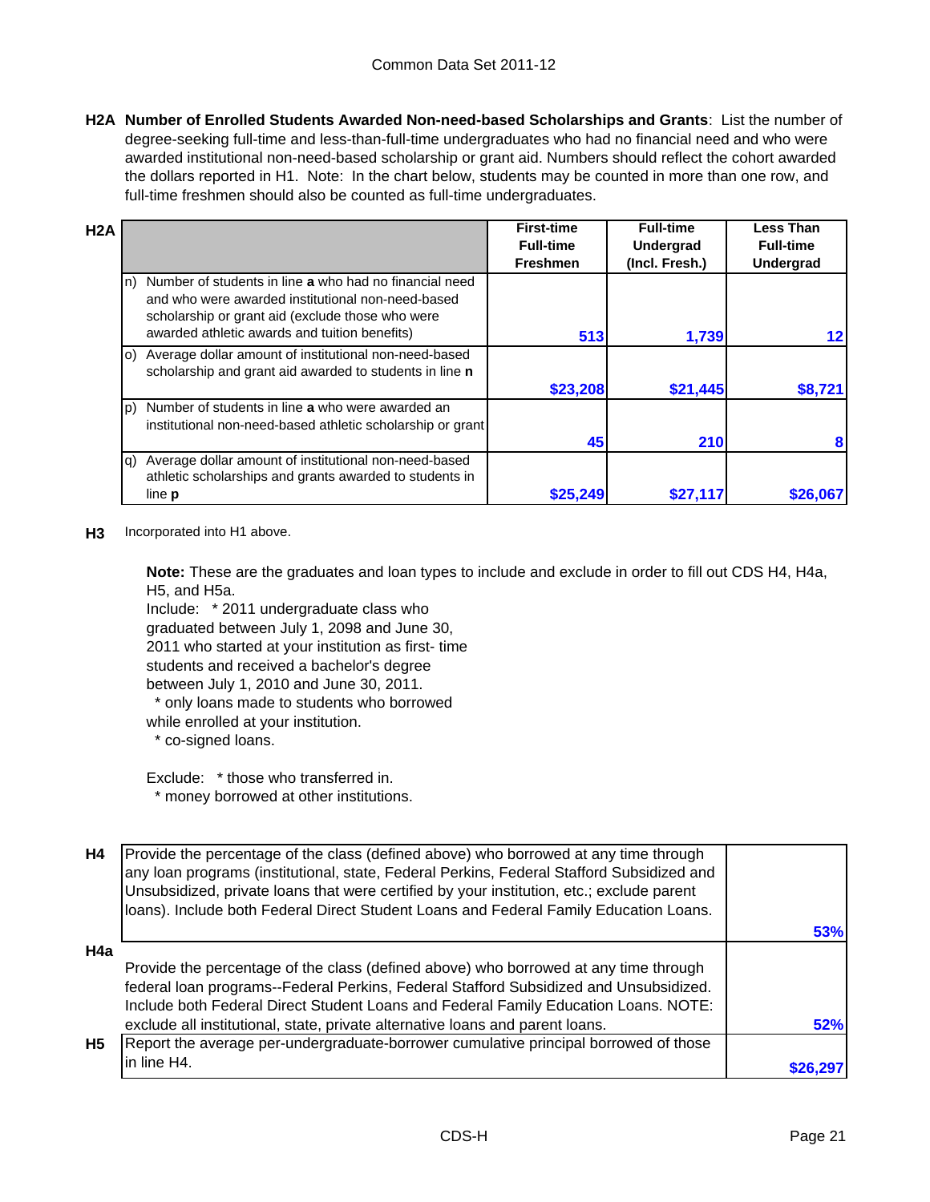**H2A Number of Enrolled Students Awarded Non-need-based Scholarships and Grants**: List the number of degree-seeking full-time and less-than-full-time undergraduates who had no financial need and who were awarded institutional non-need-based scholarship or grant aid. Numbers should reflect the cohort awarded the dollars reported in H1. Note: In the chart below, students may be counted in more than one row, and full-time freshmen should also be counted as full-time undergraduates.

| H2A | | First-time Full-time Freshmen | Full-time Undergrad (Incl. Fresh.) | Less Than Full-time Undergrad |
|---|---|---|---|---|
| n) | Number of students in line **a** who had no financial need and who were awarded institutional non-need-based scholarship or grant aid (exclude those who were awarded athletic awards and tuition benefits) | 513 | 1,739 | 12 |
| o) | Average dollar amount of institutional non-need-based scholarship and grant aid awarded to students in line **n** | $23,208 | $21,445 | $8,721 |
| p) | Number of students in line **a** who were awarded an institutional non-need-based athletic scholarship or grant | 45 | 210 | 8 |
| q) | Average dollar amount of institutional non-need-based athletic scholarships and grants awarded to students in line **p** | $25,249 | $27,117 | $26,067 |

**H3** Incorporated into H1 above.

**Note:** These are the graduates and loan types to include and exclude in order to fill out CDS H4, H4a, H5, and H5a.

Include: * 2011 undergraduate class who graduated between July 1, 2098 and June 30, 2011 who started at your institution as first- time students and received a bachelor's degree between July 1, 2010 and June 30, 2011.
* only loans made to students who borrowed while enrolled at your institution.
* co-signed loans.

Exclude: * those who transferred in.
* money borrowed at other institutions.

| | | |
|---|---|---|
| H4 | Provide the percentage of the class (defined above) who borrowed at any time through any loan programs (institutional, state, Federal Perkins, Federal Stafford Subsidized and Unsubsidized, private loans that were certified by your institution, etc.; exclude parent loans). Include both Federal Direct Student Loans and Federal Family Education Loans. | 53% |
| H4a | Provide the percentage of the class (defined above) who borrowed at any time through federal loan programs--Federal Perkins, Federal Stafford Subsidized and Unsubsidized. Include both Federal Direct Student Loans and Federal Family Education Loans. NOTE: exclude all institutional, state, private alternative loans and parent loans. | 52% |
| H5 | Report the average per-undergraduate-borrower cumulative principal borrowed of those in line H4. | $26,297 |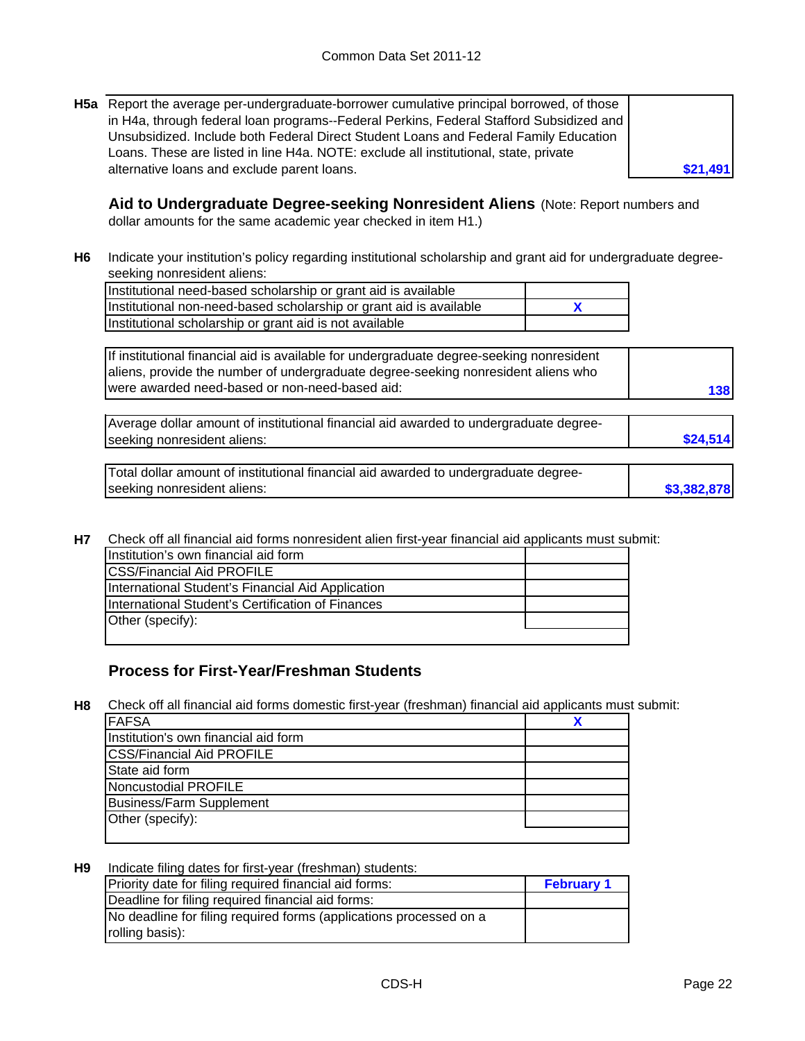**H5a** Report the average per-undergraduate-borrower cumulative principal borrowed, of those in H4a, through federal loan programs--Federal Perkins, Federal Stafford Subsidized and Unsubsidized. Include both Federal Direct Student Loans and Federal Family Education Loans. These are listed in line H4a. NOTE: exclude all institutional, state, private alternative loans and exclude parent loans.

| | |
|---|---|
| Average per-undergraduate-borrower cumulative principal borrowed | $21,491 |

## Aid to Undergraduate Degree-seeking Nonresident Aliens

(Note: Report numbers and dollar amounts for the same academic year checked in item H1.)

**H6** Indicate your institution's policy regarding institutional scholarship and grant aid for undergraduate degree-seeking nonresident aliens:

| | |
|---|---|
| Institutional need-based scholarship or grant aid is available | |
| Institutional non-need-based scholarship or grant aid is available | X |
| Institutional scholarship or grant aid is not available | |

| | |
|---|---|
| If institutional financial aid is available for undergraduate degree-seeking nonresident aliens, provide the number of undergraduate degree-seeking nonresident aliens who were awarded need-based or non-need-based aid: | 138 |

| | |
|---|---|
| Average dollar amount of institutional financial aid awarded to undergraduate degree-seeking nonresident aliens: | $24,514 |

| | |
|---|---|
| Total dollar amount of institutional financial aid awarded to undergraduate degree-seeking nonresident aliens: | $3,382,878 |

**H7** Check off all financial aid forms nonresident alien first-year financial aid applicants must submit:

| | |
|---|---|
| Institution's own financial aid form | |
| CSS/Financial Aid PROFILE | |
| International Student's Financial Aid Application | |
| International Student's Certification of Finances | |
| Other (specify): | |

## Process for First-Year/Freshman Students

**H8** Check off all financial aid forms domestic first-year (freshman) financial aid applicants must submit:

| | |
|---|---|
| FAFSA | X |
| Institution's own financial aid form | |
| CSS/Financial Aid PROFILE | |
| State aid form | |
| Noncustodial PROFILE | |
| Business/Farm Supplement | |
| Other (specify): | |

**H9** Indicate filing dates for first-year (freshman) students:

| | |
|---|---|
| Priority date for filing required financial aid forms: | February 1 |
| Deadline for filing required financial aid forms: | |
| No deadline for filing required forms (applications processed on a rolling basis): | |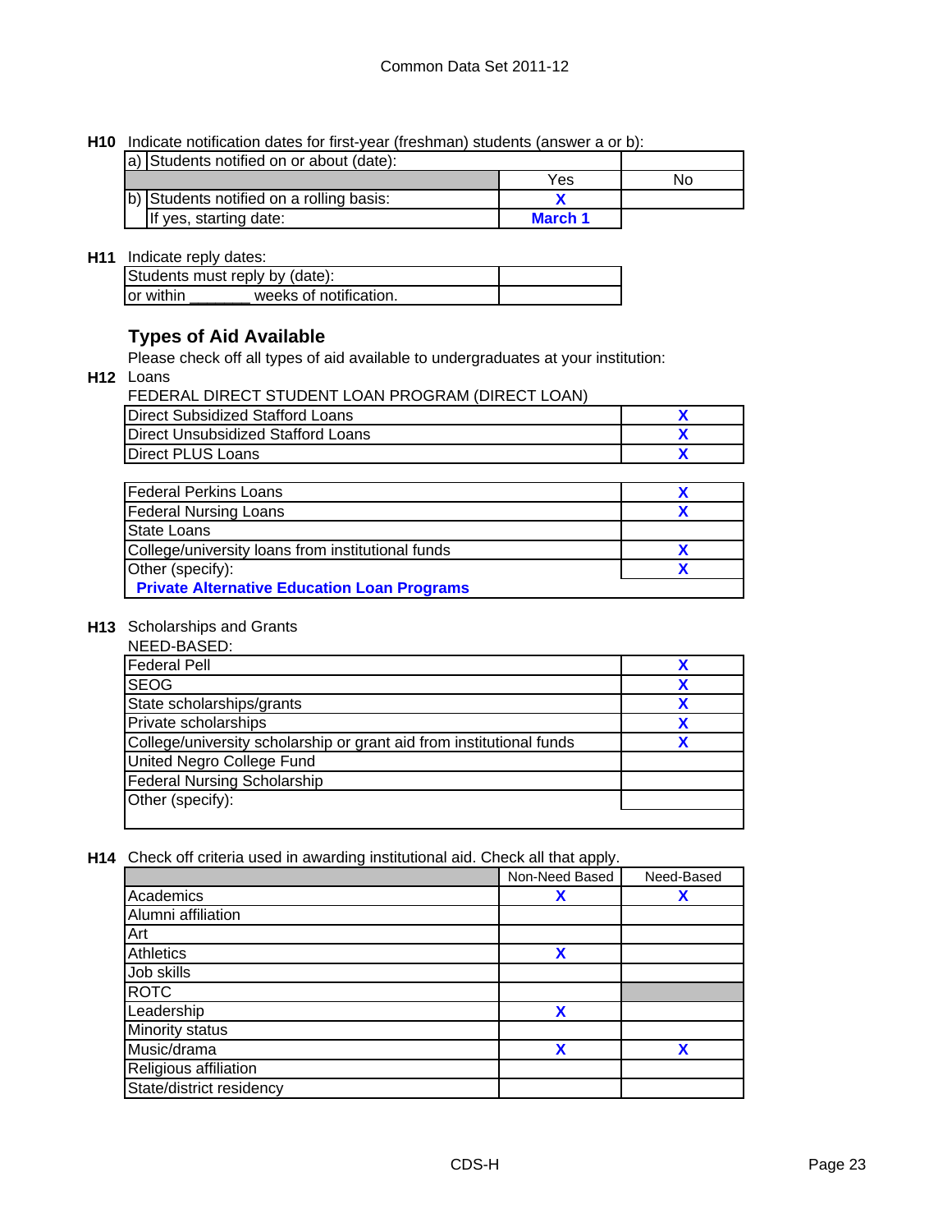**H10** Indicate notification dates for first-year (freshman) students (answer a or b):

| | | Yes | No |
|---|---|---|---|
| a) | Students notified on or about (date): | | |
| b) | Students notified on a rolling basis: | X | |
| | If yes, starting date: | March 1 | |

**H11** Indicate reply dates:

| | |
|---|---|
| Students must reply by (date): | |
| or within _______ weeks of notification. | |

## Types of Aid Available

Please check off all types of aid available to undergraduates at your institution:

**H12** Loans

FEDERAL DIRECT STUDENT LOAN PROGRAM (DIRECT LOAN)

| | |
|---|---|
| Direct Subsidized Stafford Loans | X |
| Direct Unsubsidized Stafford Loans | X |
| Direct PLUS Loans | X |

| | |
|---|---|
| Federal Perkins Loans | X |
| Federal Nursing Loans | X |
| State Loans | |
| College/university loans from institutional funds | X |
| Other (specify): | X |
| **Private Alternative Education Loan Programs** | |

**H13** Scholarships and Grants

NEED-BASED:

| | |
|---|---|
| Federal Pell | X |
| SEOG | X |
| State scholarships/grants | X |
| Private scholarships | X |
| College/university scholarship or grant aid from institutional funds | X |
| United Negro College Fund | |
| Federal Nursing Scholarship | |
| Other (specify): | |

**H14** Check off criteria used in awarding institutional aid. Check all that apply.

| | Non-Need Based | Need-Based |
|---|---|---|
| Academics | X | X |
| Alumni affiliation | | |
| Art | | |
| Athletics | X | |
| Job skills | | |
| ROTC | | |
| Leadership | X | |
| Minority status | | |
| Music/drama | X | X |
| Religious affiliation | | |
| State/district residency | | |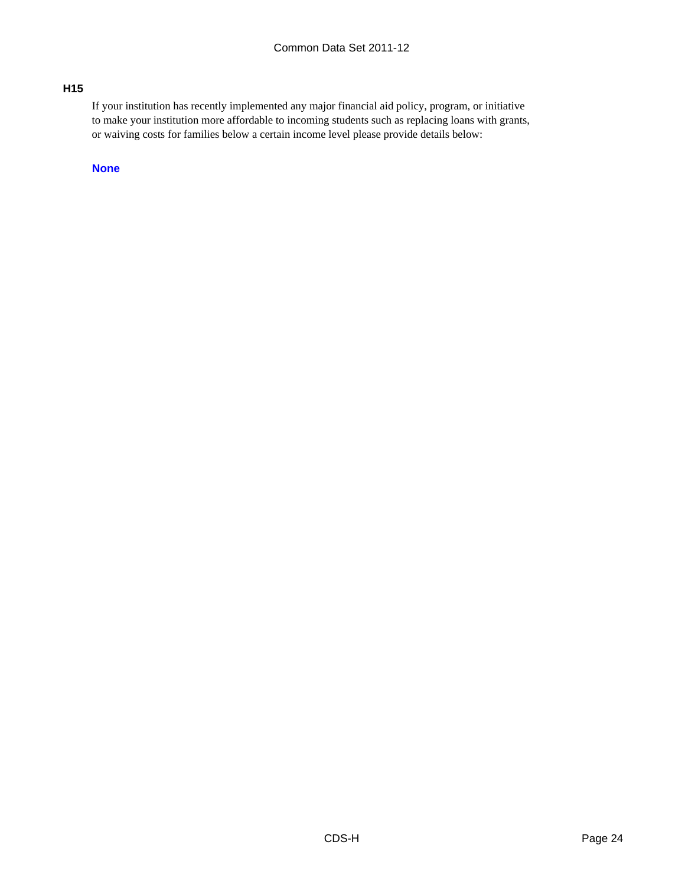**H15**

If your institution has recently implemented any major financial aid policy, program, or initiative to make your institution more affordable to incoming students such as replacing loans with grants, or waiving costs for families below a certain income level please provide details below:

**None**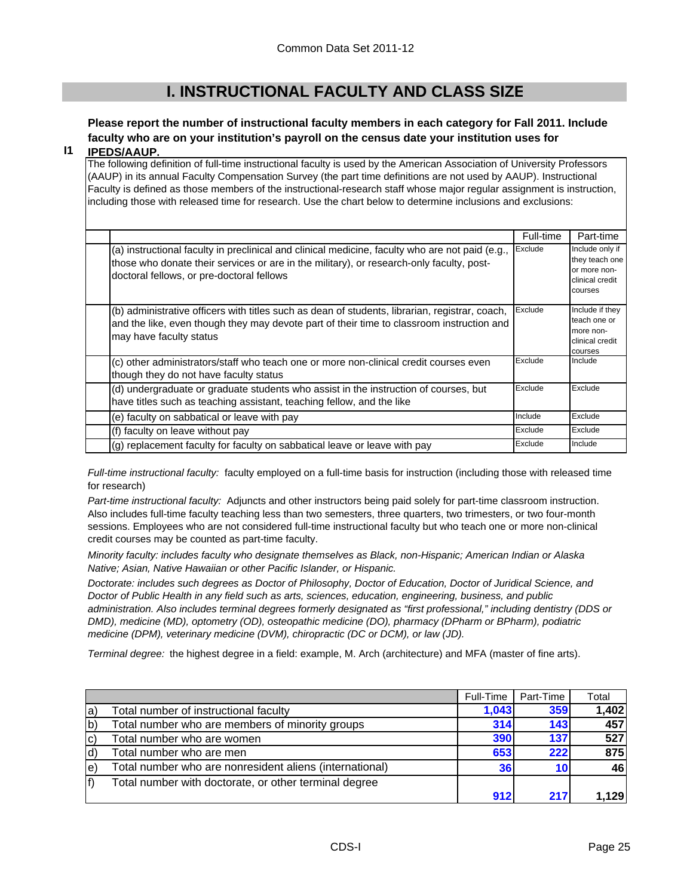# I. INSTRUCTIONAL FACULTY AND CLASS SIZE

**I1 Please report the number of instructional faculty members in each category for Fall 2011. Include faculty who are on your institution's payroll on the census date your institution uses for IPEDS/AAUP.**

The following definition of full-time instructional faculty is used by the American Association of University Professors (AAUP) in its annual Faculty Compensation Survey (the part time definitions are not used by AAUP). Instructional Faculty is defined as those members of the instructional-research staff whose major regular assignment is instruction, including those with released time for research. Use the chart below to determine inclusions and exclusions:

| | Full-time | Part-time |
|---|---|---|
| (a) instructional faculty in preclinical and clinical medicine, faculty who are not paid (e.g., those who donate their services or are in the military), or research-only faculty, post-doctoral fellows, or pre-doctoral fellows | Exclude | Include only if they teach one or more non-clinical credit courses |
| (b) administrative officers with titles such as dean of students, librarian, registrar, coach, and the like, even though they may devote part of their time to classroom instruction and may have faculty status | Exclude | Include if they teach one or more non-clinical credit courses |
| (c) other administrators/staff who teach one or more non-clinical credit courses even though they do not have faculty status | Exclude | Include |
| (d) undergraduate or graduate students who assist in the instruction of courses, but have titles such as teaching assistant, teaching fellow, and the like | Exclude | Exclude |
| (e) faculty on sabbatical or leave with pay | Include | Exclude |
| (f) faculty on leave without pay | Exclude | Exclude |
| (g) replacement faculty for faculty on sabbatical leave or leave with pay | Exclude | Include |

*Full-time instructional faculty:* faculty employed on a full-time basis for instruction (including those with released time for research)

*Part-time instructional faculty:* Adjuncts and other instructors being paid solely for part-time classroom instruction. Also includes full-time faculty teaching less than two semesters, three quarters, two trimesters, or two four-month sessions. Employees who are not considered full-time instructional faculty but who teach one or more non-clinical credit courses may be counted as part-time faculty.

*Minority faculty: includes faculty who designate themselves as Black, non-Hispanic; American Indian or Alaska Native; Asian, Native Hawaiian or other Pacific Islander, or Hispanic.*

*Doctorate: includes such degrees as Doctor of Philosophy, Doctor of Education, Doctor of Juridical Science, and Doctor of Public Health in any field such as arts, sciences, education, engineering, business, and public administration. Also includes terminal degrees formerly designated as "first professional," including dentistry (DDS or DMD), medicine (MD), optometry (OD), osteopathic medicine (DO), pharmacy (DPharm or BPharm), podiatric medicine (DPM), veterinary medicine (DVM), chiropractic (DC or DCM), or law (JD).*

*Terminal degree:* the highest degree in a field: example, M. Arch (architecture) and MFA (master of fine arts).

| | | Full-Time | Part-Time | Total |
|---|---|---|---|---|
| a) | Total number of instructional faculty | 1,043 | 359 | 1,402 |
| b) | Total number who are members of minority groups | 314 | 143 | 457 |
| c) | Total number who are women | 390 | 137 | 527 |
| d) | Total number who are men | 653 | 222 | 875 |
| e) | Total number who are nonresident aliens (international) | 36 | 10 | 46 |
| f) | Total number with doctorate, or other terminal degree | 912 | 217 | 1,129 |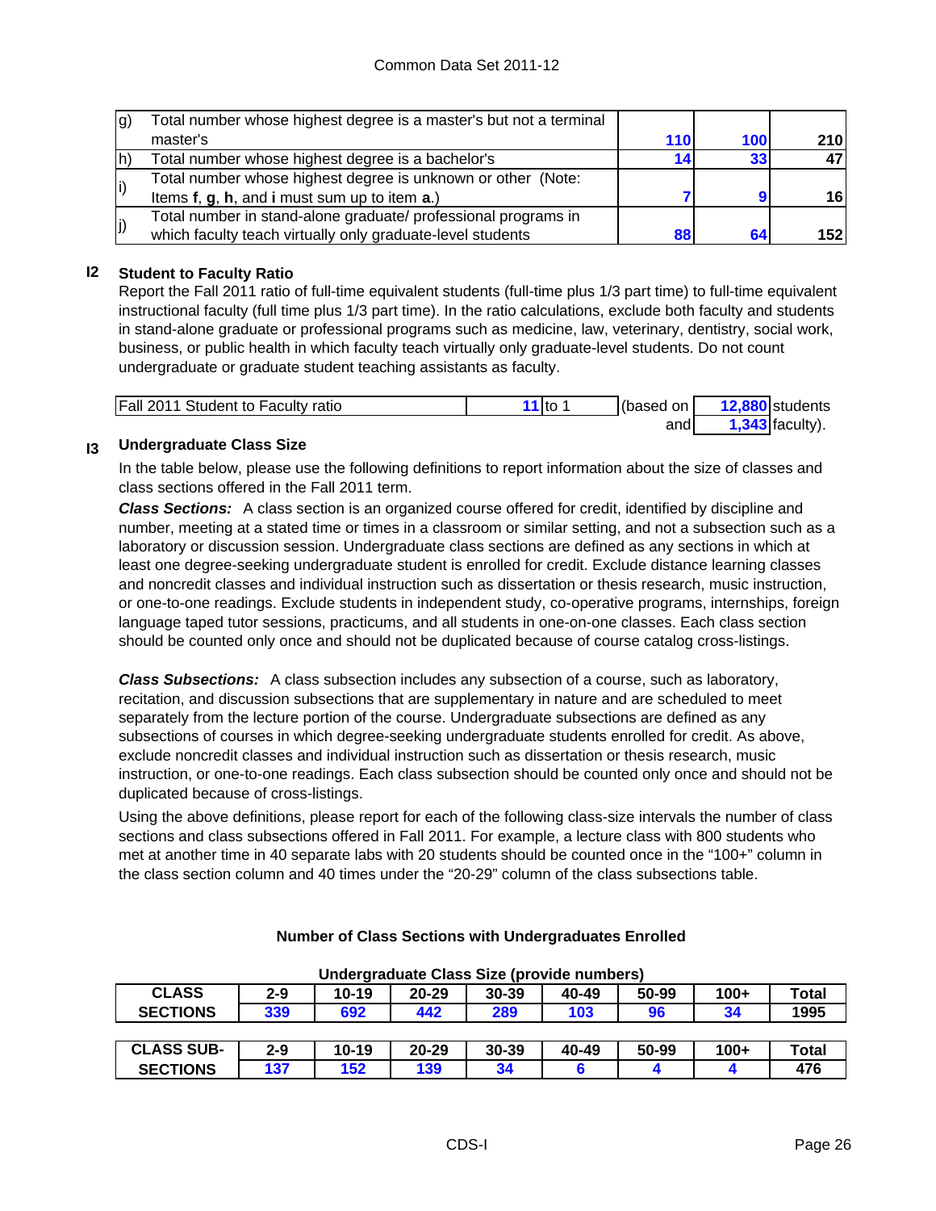| | | | | |
|---|---|---|---|---|
| g) | Total number whose highest degree is a master's but not a terminal master's | 110 | 100 | 210 |
| h) | Total number whose highest degree is a bachelor's | 14 | 33 | 47 |
| i) | Total number whose highest degree is unknown or other (Note: Items **f**, **g**, **h**, and **i** must sum up to item **a**.) | 7 | 9 | 16 |
| j) | Total number in stand-alone graduate/ professional programs in which faculty teach virtually only graduate-level students | 88 | 64 | 152 |

## I2 Student to Faculty Ratio

Report the Fall 2011 ratio of full-time equivalent students (full-time plus 1/3 part time) to full-time equivalent instructional faculty (full time plus 1/3 part time). In the ratio calculations, exclude both faculty and students in stand-alone graduate or professional programs such as medicine, law, veterinary, dentistry, social work, business, or public health in which faculty teach virtually only graduate-level students. Do not count undergraduate or graduate student teaching assistants as faculty.

| | | | | | |
|---|---|---|---|---|---|
| Fall 2011 Student to Faculty ratio | 11 | to 1 | (based on | 12,880 | students |
| | | | and | 1,343 | faculty). |

## I3 Undergraduate Class Size

In the table below, please use the following definitions to report information about the size of classes and class sections offered in the Fall 2011 term.

***Class Sections:*** A class section is an organized course offered for credit, identified by discipline and number, meeting at a stated time or times in a classroom or similar setting, and not a subsection such as a laboratory or discussion session. Undergraduate class sections are defined as any sections in which at least one degree-seeking undergraduate student is enrolled for credit. Exclude distance learning classes and noncredit classes and individual instruction such as dissertation or thesis research, music instruction, or one-to-one readings. Exclude students in independent study, co-operative programs, internships, foreign language taped tutor sessions, practicums, and all students in one-on-one classes. Each class section should be counted only once and should not be duplicated because of course catalog cross-listings.

***Class Subsections:*** A class subsection includes any subsection of a course, such as laboratory, recitation, and discussion subsections that are supplementary in nature and are scheduled to meet separately from the lecture portion of the course. Undergraduate subsections are defined as any subsections of courses in which degree-seeking undergraduate students enrolled for credit. As above, exclude noncredit classes and individual instruction such as dissertation or thesis research, music instruction, or one-to-one readings. Each class subsection should be counted only once and should not be duplicated because of cross-listings.

Using the above definitions, please report for each of the following class-size intervals the number of class sections and class subsections offered in Fall 2011. For example, a lecture class with 800 students who met at another time in 40 separate labs with 20 students should be counted once in the "100+" column in the class section column and 40 times under the "20-29" column of the class subsections table.

**Number of Class Sections with Undergraduates Enrolled**

**Undergraduate Class Size (provide numbers)**

| CLASS SECTIONS | 2-9 | 10-19 | 20-29 | 30-39 | 40-49 | 50-99 | 100+ | Total |
|---|---|---|---|---|---|---|---|---|
| | 339 | 692 | 442 | 289 | 103 | 96 | 34 | 1995 |

| CLASS SUB-SECTIONS | 2-9 | 10-19 | 20-29 | 30-39 | 40-49 | 50-99 | 100+ | Total |
|---|---|---|---|---|---|---|---|---|
| | 137 | 152 | 139 | 34 | 6 | 4 | 4 | 476 |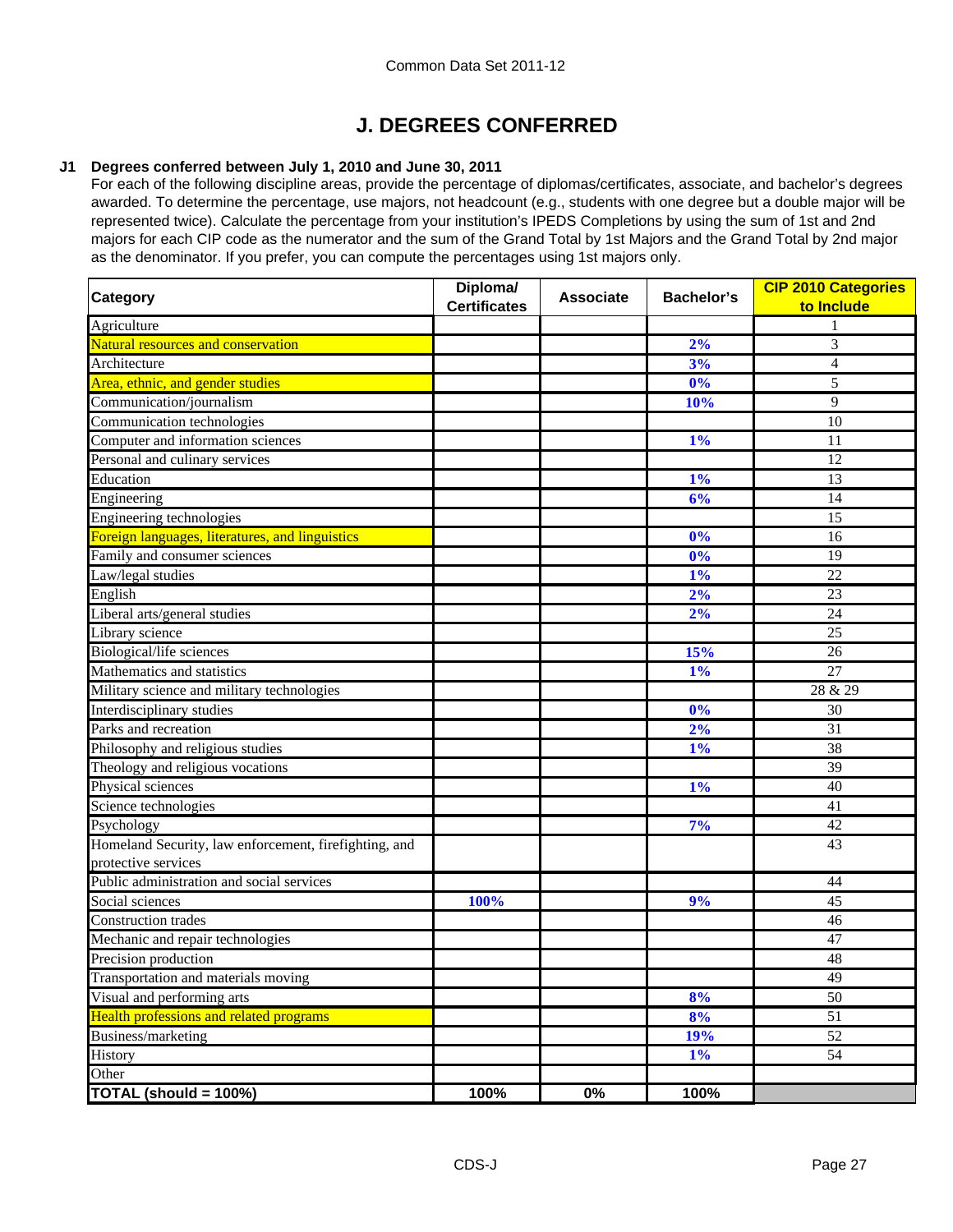Common Data Set 2011-12

# J. DEGREES CONFERRED

**J1 Degrees conferred between July 1, 2010 and June 30, 2011**

For each of the following discipline areas, provide the percentage of diplomas/certificates, associate, and bachelor's degrees awarded. To determine the percentage, use majors, not headcount (e.g., students with one degree but a double major will be represented twice). Calculate the percentage from your institution's IPEDS Completions by using the sum of 1st and 2nd majors for each CIP code as the numerator and the sum of the Grand Total by 1st Majors and the Grand Total by 2nd major as the denominator. If you prefer, you can compute the percentages using 1st majors only.

| Category | Diploma/ Certificates | Associate | Bachelor's | CIP 2010 Categories to Include |
|---|---|---|---|---|
| Agriculture | | | | 1 |
| Natural resources and conservation | | | 2% | 3 |
| Architecture | | | 3% | 4 |
| Area, ethnic, and gender studies | | | 0% | 5 |
| Communication/journalism | | | 10% | 9 |
| Communication technologies | | | | 10 |
| Computer and information sciences | | | 1% | 11 |
| Personal and culinary services | | | | 12 |
| Education | | | 1% | 13 |
| Engineering | | | 6% | 14 |
| Engineering technologies | | | | 15 |
| Foreign languages, literatures, and linguistics | | | 0% | 16 |
| Family and consumer sciences | | | 0% | 19 |
| Law/legal studies | | | 1% | 22 |
| English | | | 2% | 23 |
| Liberal arts/general studies | | | 2% | 24 |
| Library science | | | | 25 |
| Biological/life sciences | | | 15% | 26 |
| Mathematics and statistics | | | 1% | 27 |
| Military science and military technologies | | | | 28 & 29 |
| Interdisciplinary studies | | | 0% | 30 |
| Parks and recreation | | | 2% | 31 |
| Philosophy and religious studies | | | 1% | 38 |
| Theology and religious vocations | | | | 39 |
| Physical sciences | | | 1% | 40 |
| Science technologies | | | | 41 |
| Psychology | | | 7% | 42 |
| Homeland Security, law enforcement, firefighting, and protective services | | | | 43 |
| Public administration and social services | | | | 44 |
| Social sciences | 100% | | 9% | 45 |
| Construction trades | | | | 46 |
| Mechanic and repair technologies | | | | 47 |
| Precision production | | | | 48 |
| Transportation and materials moving | | | | 49 |
| Visual and performing arts | | | 8% | 50 |
| Health professions and related programs | | | 8% | 51 |
| Business/marketing | | | 19% | 52 |
| History | | | 1% | 54 |
| Other | | | | |
| **TOTAL (should = 100%)** | **100%** | **0%** | **100%** | |

CDS-J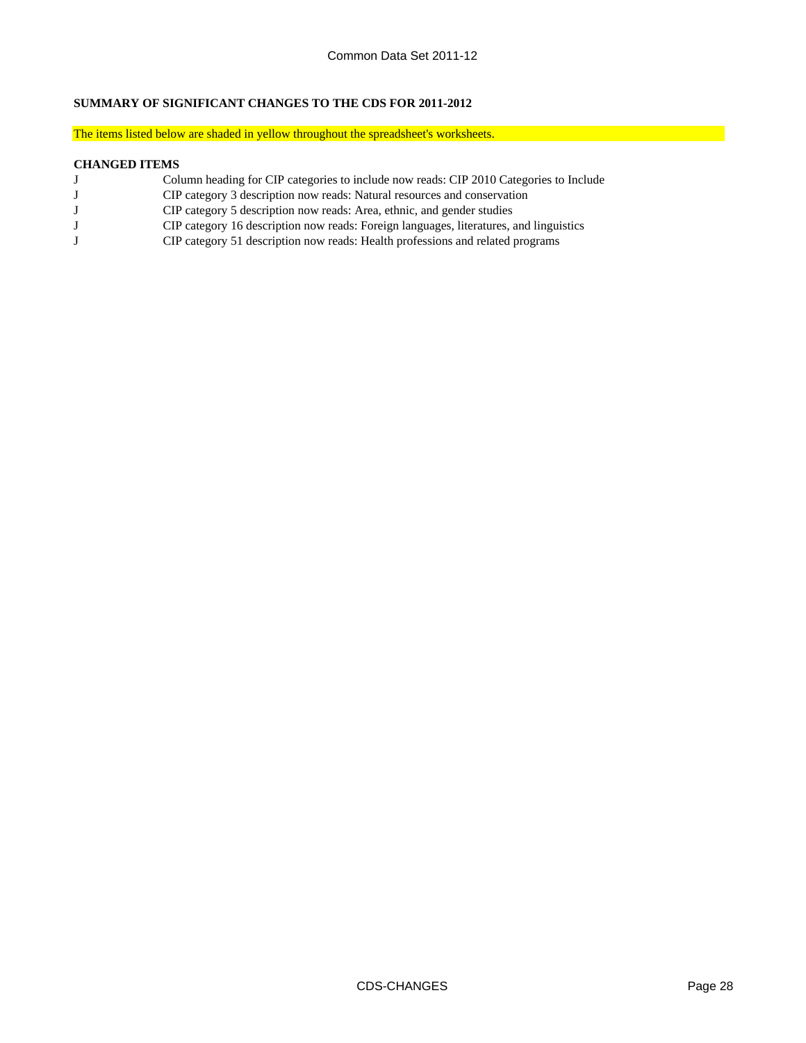**SUMMARY OF SIGNIFICANT CHANGES TO THE CDS FOR 2011-2012**

The items listed below are shaded in yellow throughout the spreadsheet's worksheets.

**CHANGED ITEMS**

| | |
|---|---|
| J | Column heading for CIP categories to include now reads: CIP 2010 Categories to Include |
| J | CIP category 3 description now reads: Natural resources and conservation |
| J | CIP category 5 description now reads: Area, ethnic, and gender studies |
| J | CIP category 16 description now reads: Foreign languages, literatures, and linguistics |
| J | CIP category 51 description now reads: Health professions and related programs |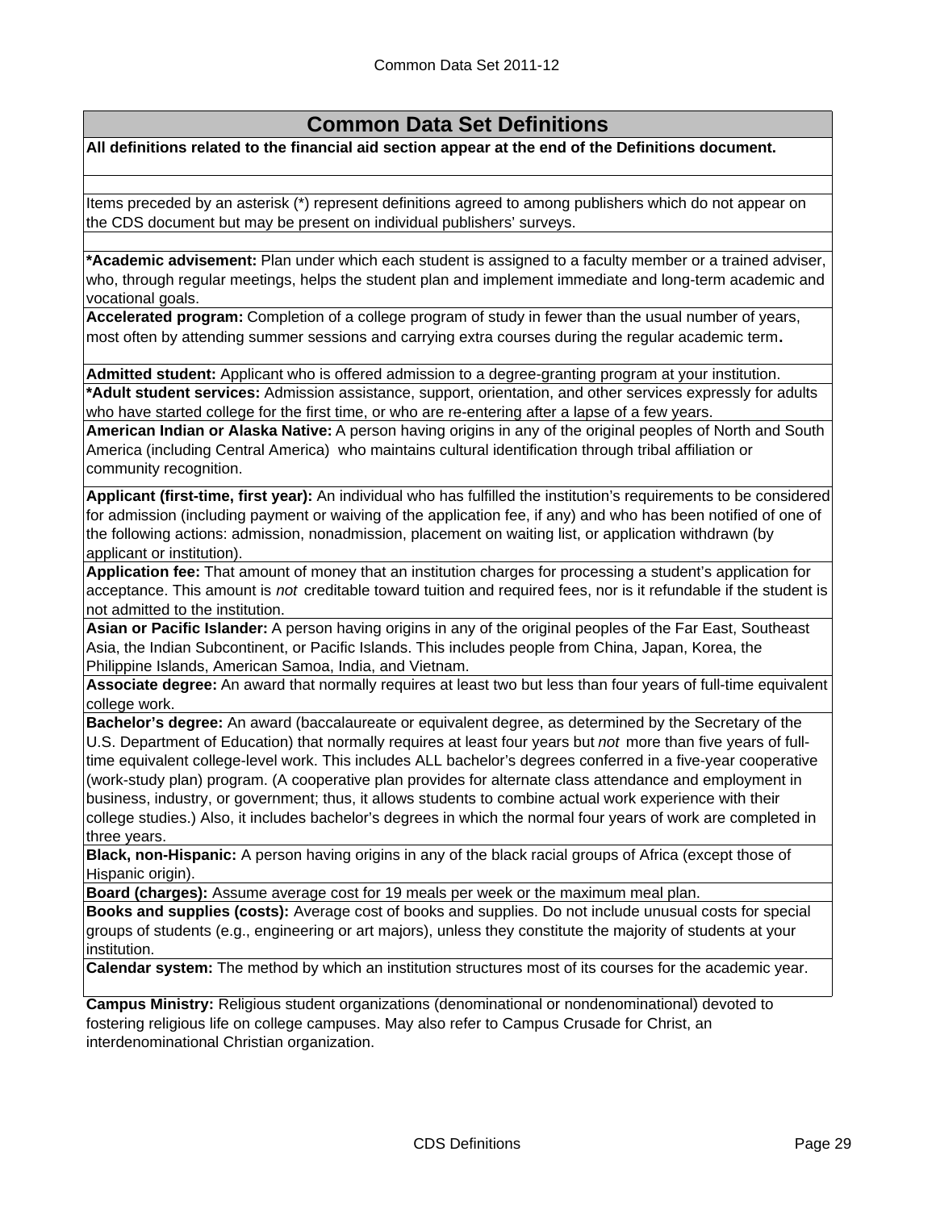# Common Data Set Definitions

**All definitions related to the financial aid section appear at the end of the Definitions document.**

Items preceded by an asterisk (*) represent definitions agreed to among publishers which do not appear on the CDS document but may be present on individual publishers' surveys.

**\*Academic advisement:** Plan under which each student is assigned to a faculty member or a trained adviser, who, through regular meetings, helps the student plan and implement immediate and long-term academic and vocational goals.

**Accelerated program:** Completion of a college program of study in fewer than the usual number of years, most often by attending summer sessions and carrying extra courses during the regular academic term.

**Admitted student:** Applicant who is offered admission to a degree-granting program at your institution.

**\*Adult student services:** Admission assistance, support, orientation, and other services expressly for adults who have started college for the first time, or who are re-entering after a lapse of a few years.

**American Indian or Alaska Native:** A person having origins in any of the original peoples of North and South America (including Central America) who maintains cultural identification through tribal affiliation or community recognition.

**Applicant (first-time, first year):** An individual who has fulfilled the institution's requirements to be considered for admission (including payment or waiving of the application fee, if any) and who has been notified of one of the following actions: admission, nonadmission, placement on waiting list, or application withdrawn (by applicant or institution).

**Application fee:** That amount of money that an institution charges for processing a student's application for acceptance. This amount is *not* creditable toward tuition and required fees, nor is it refundable if the student is not admitted to the institution.

**Asian or Pacific Islander:** A person having origins in any of the original peoples of the Far East, Southeast Asia, the Indian Subcontinent, or Pacific Islands. This includes people from China, Japan, Korea, the Philippine Islands, American Samoa, India, and Vietnam.

**Associate degree:** An award that normally requires at least two but less than four years of full-time equivalent college work.

**Bachelor's degree:** An award (baccalaureate or equivalent degree, as determined by the Secretary of the U.S. Department of Education) that normally requires at least four years but *not* more than five years of full-time equivalent college-level work. This includes ALL bachelor's degrees conferred in a five-year cooperative (work-study plan) program. (A cooperative plan provides for alternate class attendance and employment in business, industry, or government; thus, it allows students to combine actual work experience with their college studies.) Also, it includes bachelor's degrees in which the normal four years of work are completed in three years.

**Black, non-Hispanic:** A person having origins in any of the black racial groups of Africa (except those of Hispanic origin).

**Board (charges):** Assume average cost for 19 meals per week or the maximum meal plan.

**Books and supplies (costs):** Average cost of books and supplies. Do not include unusual costs for special groups of students (e.g., engineering or art majors), unless they constitute the majority of students at your institution.

**Calendar system:** The method by which an institution structures most of its courses for the academic year.

**Campus Ministry:** Religious student organizations (denominational or nondenominational) devoted to fostering religious life on college campuses. May also refer to Campus Crusade for Christ, an interdenominational Christian organization.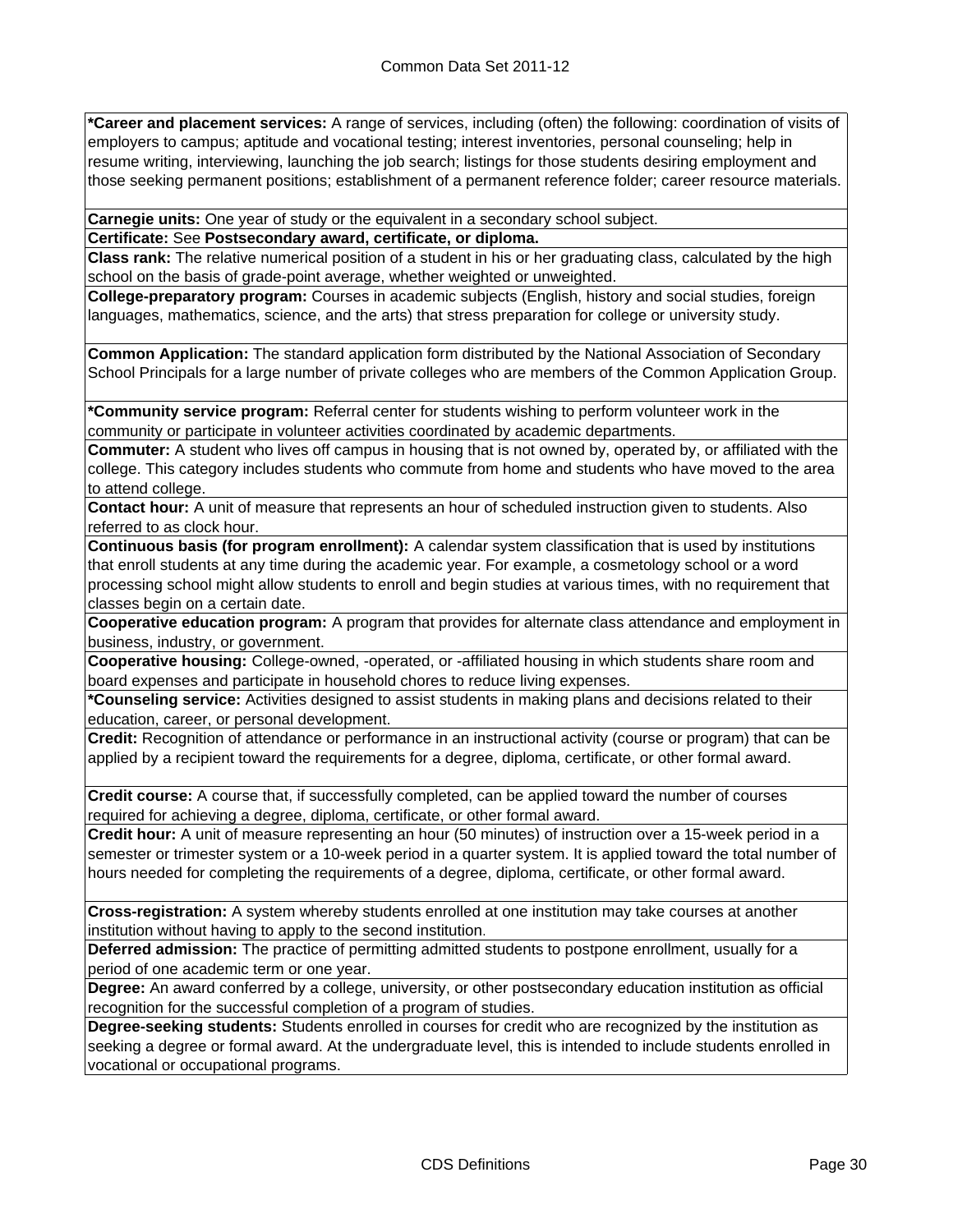**\*Career and placement services:** A range of services, including (often) the following: coordination of visits of employers to campus; aptitude and vocational testing; interest inventories, personal counseling; help in resume writing, interviewing, launching the job search; listings for those students desiring employment and those seeking permanent positions; establishment of a permanent reference folder; career resource materials.

**Carnegie units:** One year of study or the equivalent in a secondary school subject.

**Certificate:** See **Postsecondary award, certificate, or diploma.**

**Class rank:** The relative numerical position of a student in his or her graduating class, calculated by the high school on the basis of grade-point average, whether weighted or unweighted.

**College-preparatory program:** Courses in academic subjects (English, history and social studies, foreign languages, mathematics, science, and the arts) that stress preparation for college or university study.

**Common Application:** The standard application form distributed by the National Association of Secondary School Principals for a large number of private colleges who are members of the Common Application Group.

**\*Community service program:** Referral center for students wishing to perform volunteer work in the community or participate in volunteer activities coordinated by academic departments.

**Commuter:** A student who lives off campus in housing that is not owned by, operated by, or affiliated with the college. This category includes students who commute from home and students who have moved to the area to attend college.

**Contact hour:** A unit of measure that represents an hour of scheduled instruction given to students. Also referred to as clock hour.

**Continuous basis (for program enrollment):** A calendar system classification that is used by institutions that enroll students at any time during the academic year. For example, a cosmetology school or a word processing school might allow students to enroll and begin studies at various times, with no requirement that classes begin on a certain date.

**Cooperative education program:** A program that provides for alternate class attendance and employment in business, industry, or government.

**Cooperative housing:** College-owned, -operated, or -affiliated housing in which students share room and board expenses and participate in household chores to reduce living expenses.

**\*Counseling service:** Activities designed to assist students in making plans and decisions related to their education, career, or personal development.

**Credit:** Recognition of attendance or performance in an instructional activity (course or program) that can be applied by a recipient toward the requirements for a degree, diploma, certificate, or other formal award.

**Credit course:** A course that, if successfully completed, can be applied toward the number of courses required for achieving a degree, diploma, certificate, or other formal award.

**Credit hour:** A unit of measure representing an hour (50 minutes) of instruction over a 15-week period in a semester or trimester system or a 10-week period in a quarter system. It is applied toward the total number of hours needed for completing the requirements of a degree, diploma, certificate, or other formal award.

**Cross-registration:** A system whereby students enrolled at one institution may take courses at another institution without having to apply to the second institution.

**Deferred admission:** The practice of permitting admitted students to postpone enrollment, usually for a period of one academic term or one year.

**Degree:** An award conferred by a college, university, or other postsecondary education institution as official recognition for the successful completion of a program of studies.

**Degree-seeking students:** Students enrolled in courses for credit who are recognized by the institution as seeking a degree or formal award. At the undergraduate level, this is intended to include students enrolled in vocational or occupational programs.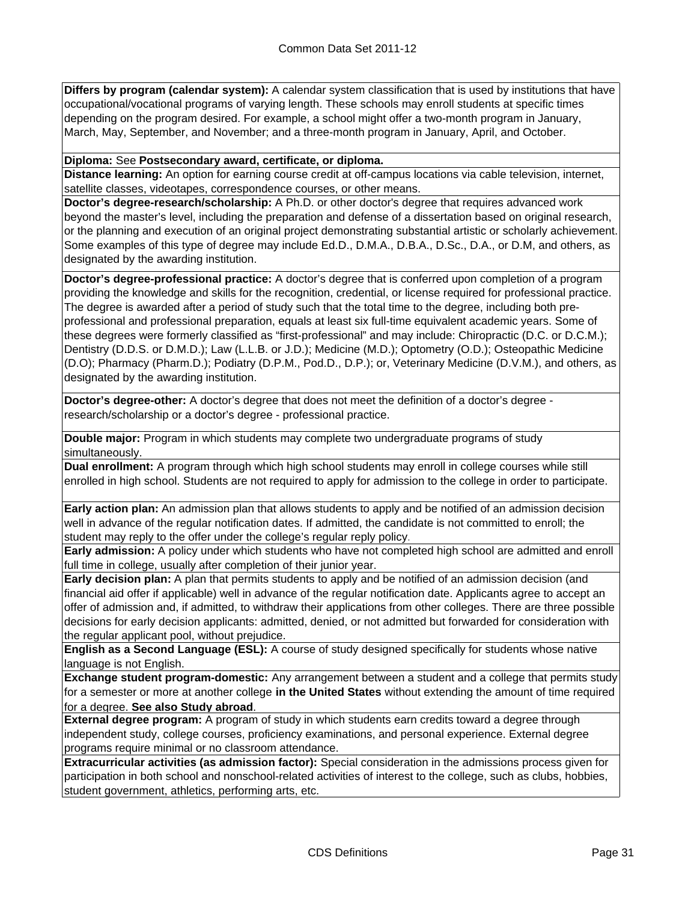**Differs by program (calendar system):** A calendar system classification that is used by institutions that have occupational/vocational programs of varying length. These schools may enroll students at specific times depending on the program desired. For example, a school might offer a two-month program in January, March, May, September, and November; and a three-month program in January, April, and October.

**Diploma:** See **Postsecondary award, certificate, or diploma.**

**Distance learning:** An option for earning course credit at off-campus locations via cable television, internet, satellite classes, videotapes, correspondence courses, or other means.

**Doctor's degree-research/scholarship:** A Ph.D. or other doctor's degree that requires advanced work beyond the master's level, including the preparation and defense of a dissertation based on original research, or the planning and execution of an original project demonstrating substantial artistic or scholarly achievement. Some examples of this type of degree may include Ed.D., D.M.A., D.B.A., D.Sc., D.A., or D.M, and others, as designated by the awarding institution.

**Doctor's degree-professional practice:** A doctor's degree that is conferred upon completion of a program providing the knowledge and skills for the recognition, credential, or license required for professional practice. The degree is awarded after a period of study such that the total time to the degree, including both pre-professional and professional preparation, equals at least six full-time equivalent academic years. Some of these degrees were formerly classified as "first-professional" and may include: Chiropractic (D.C. or D.C.M.); Dentistry (D.D.S. or D.M.D.); Law (L.L.B. or J.D.); Medicine (M.D.); Optometry (O.D.); Osteopathic Medicine (D.O); Pharmacy (Pharm.D.); Podiatry (D.P.M., Pod.D., D.P.); or, Veterinary Medicine (D.V.M.), and others, as designated by the awarding institution.

**Doctor's degree-other:** A doctor's degree that does not meet the definition of a doctor's degree - research/scholarship or a doctor's degree - professional practice.

**Double major:** Program in which students may complete two undergraduate programs of study simultaneously.

**Dual enrollment:** A program through which high school students may enroll in college courses while still enrolled in high school. Students are not required to apply for admission to the college in order to participate.

**Early action plan:** An admission plan that allows students to apply and be notified of an admission decision well in advance of the regular notification dates. If admitted, the candidate is not committed to enroll; the student may reply to the offer under the college's regular reply policy.

**Early admission:** A policy under which students who have not completed high school are admitted and enroll full time in college, usually after completion of their junior year.

**Early decision plan:** A plan that permits students to apply and be notified of an admission decision (and financial aid offer if applicable) well in advance of the regular notification date. Applicants agree to accept an offer of admission and, if admitted, to withdraw their applications from other colleges. There are three possible decisions for early decision applicants: admitted, denied, or not admitted but forwarded for consideration with the regular applicant pool, without prejudice.

**English as a Second Language (ESL):** A course of study designed specifically for students whose native language is not English.

**Exchange student program-domestic:** Any arrangement between a student and a college that permits study for a semester or more at another college **in the United States** without extending the amount of time required for a degree. **See also Study abroad**.

**External degree program:** A program of study in which students earn credits toward a degree through independent study, college courses, proficiency examinations, and personal experience. External degree programs require minimal or no classroom attendance.

**Extracurricular activities (as admission factor):** Special consideration in the admissions process given for participation in both school and nonschool-related activities of interest to the college, such as clubs, hobbies, student government, athletics, performing arts, etc.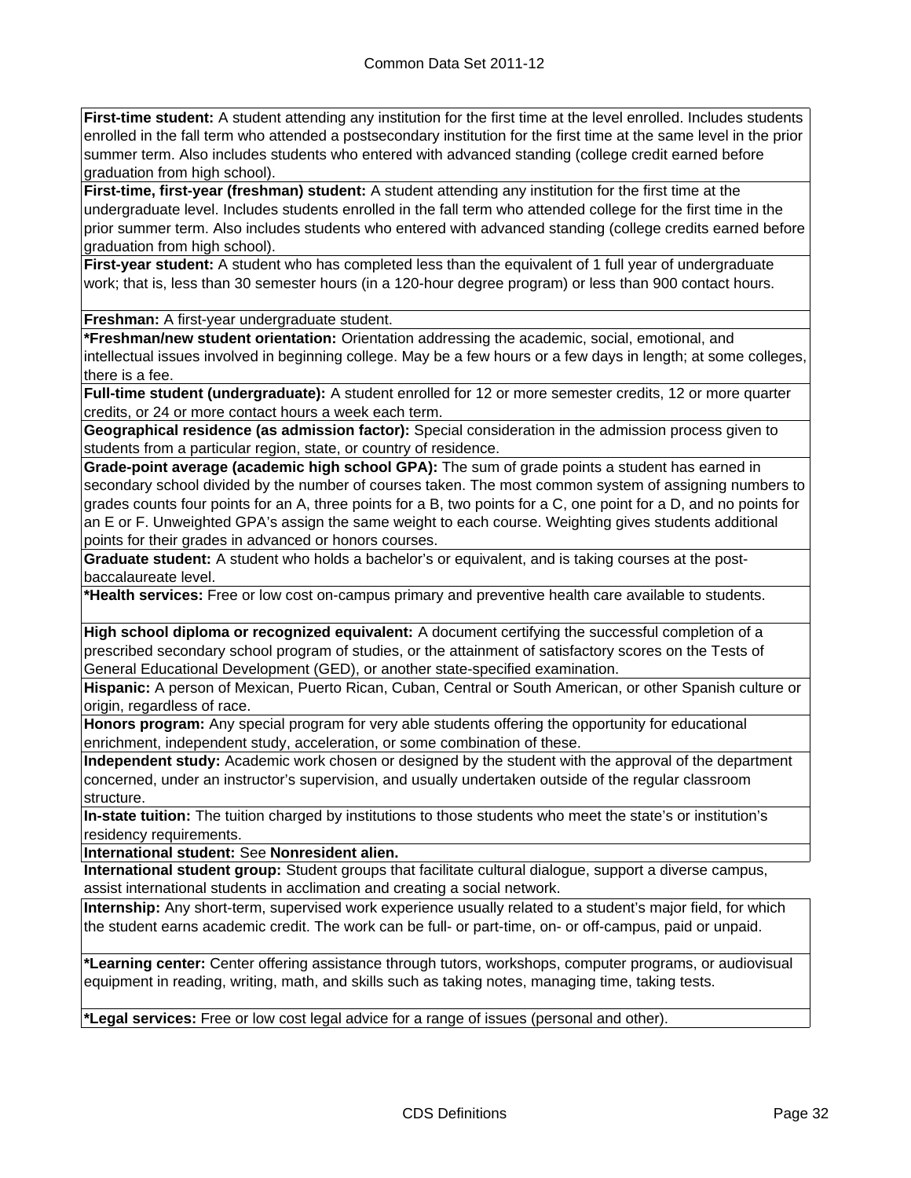**First-time student:** A student attending any institution for the first time at the level enrolled. Includes students enrolled in the fall term who attended a postsecondary institution for the first time at the same level in the prior summer term. Also includes students who entered with advanced standing (college credit earned before graduation from high school).

**First-time, first-year (freshman) student:** A student attending any institution for the first time at the undergraduate level. Includes students enrolled in the fall term who attended college for the first time in the prior summer term. Also includes students who entered with advanced standing (college credits earned before graduation from high school).

**First-year student:** A student who has completed less than the equivalent of 1 full year of undergraduate work; that is, less than 30 semester hours (in a 120-hour degree program) or less than 900 contact hours.

**Freshman:** A first-year undergraduate student.

***Freshman/new student orientation:** Orientation addressing the academic, social, emotional, and intellectual issues involved in beginning college. May be a few hours or a few days in length; at some colleges, there is a fee.

**Full-time student (undergraduate):** A student enrolled for 12 or more semester credits, 12 or more quarter credits, or 24 or more contact hours a week each term.

**Geographical residence (as admission factor):** Special consideration in the admission process given to students from a particular region, state, or country of residence.

**Grade-point average (academic high school GPA):** The sum of grade points a student has earned in secondary school divided by the number of courses taken. The most common system of assigning numbers to grades counts four points for an A, three points for a B, two points for a C, one point for a D, and no points for an E or F. Unweighted GPA's assign the same weight to each course. Weighting gives students additional points for their grades in advanced or honors courses.

**Graduate student:** A student who holds a bachelor's or equivalent, and is taking courses at the post-baccalaureate level.

***Health services:** Free or low cost on-campus primary and preventive health care available to students.

**High school diploma or recognized equivalent:** A document certifying the successful completion of a prescribed secondary school program of studies, or the attainment of satisfactory scores on the Tests of General Educational Development (GED), or another state-specified examination.

**Hispanic:** A person of Mexican, Puerto Rican, Cuban, Central or South American, or other Spanish culture or origin, regardless of race.

**Honors program:** Any special program for very able students offering the opportunity for educational enrichment, independent study, acceleration, or some combination of these.

**Independent study:** Academic work chosen or designed by the student with the approval of the department concerned, under an instructor's supervision, and usually undertaken outside of the regular classroom structure.

**In-state tuition:** The tuition charged by institutions to those students who meet the state's or institution's residency requirements.

**International student:** See **Nonresident alien.**

**International student group:** Student groups that facilitate cultural dialogue, support a diverse campus, assist international students in acclimation and creating a social network.

**Internship:** Any short-term, supervised work experience usually related to a student's major field, for which the student earns academic credit. The work can be full- or part-time, on- or off-campus, paid or unpaid.

***Learning center:** Center offering assistance through tutors, workshops, computer programs, or audiovisual equipment in reading, writing, math, and skills such as taking notes, managing time, taking tests.

***Legal services:** Free or low cost legal advice for a range of issues (personal and other).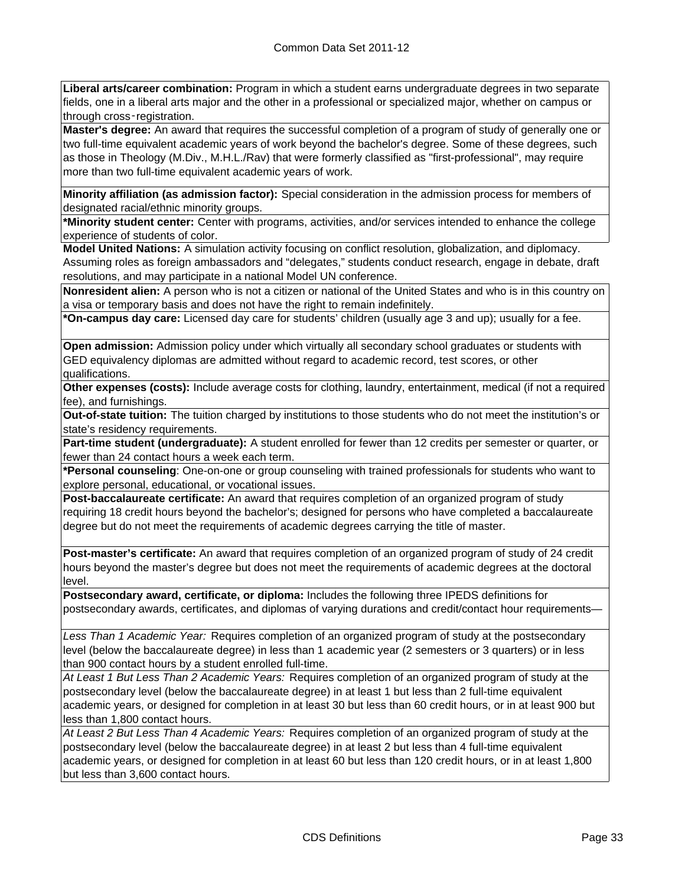**Liberal arts/career combination:** Program in which a student earns undergraduate degrees in two separate fields, one in a liberal arts major and the other in a professional or specialized major, whether on campus or through cross‑registration.

**Master's degree:** An award that requires the successful completion of a program of study of generally one or two full-time equivalent academic years of work beyond the bachelor's degree. Some of these degrees, such as those in Theology (M.Div., M.H.L./Rav) that were formerly classified as "first-professional", may require more than two full-time equivalent academic years of work.

**Minority affiliation (as admission factor):** Special consideration in the admission process for members of designated racial/ethnic minority groups.

***Minority student center:** Center with programs, activities, and/or services intended to enhance the college experience of students of color.

**Model United Nations:** A simulation activity focusing on conflict resolution, globalization, and diplomacy. Assuming roles as foreign ambassadors and "delegates," students conduct research, engage in debate, draft resolutions, and may participate in a national Model UN conference.

**Nonresident alien:** A person who is not a citizen or national of the United States and who is in this country on a visa or temporary basis and does not have the right to remain indefinitely.

***On-campus day care:** Licensed day care for students' children (usually age 3 and up); usually for a fee.

**Open admission:** Admission policy under which virtually all secondary school graduates or students with GED equivalency diplomas are admitted without regard to academic record, test scores, or other qualifications.

**Other expenses (costs):** Include average costs for clothing, laundry, entertainment, medical (if not a required fee), and furnishings.

**Out-of-state tuition:** The tuition charged by institutions to those students who do not meet the institution's or state's residency requirements.

**Part-time student (undergraduate):** A student enrolled for fewer than 12 credits per semester or quarter, or fewer than 24 contact hours a week each term.

***Personal counseling**: One-on-one or group counseling with trained professionals for students who want to explore personal, educational, or vocational issues.

**Post-baccalaureate certificate:** An award that requires completion of an organized program of study requiring 18 credit hours beyond the bachelor's; designed for persons who have completed a baccalaureate degree but do not meet the requirements of academic degrees carrying the title of master.

**Post-master's certificate:** An award that requires completion of an organized program of study of 24 credit hours beyond the master's degree but does not meet the requirements of academic degrees at the doctoral level.

**Postsecondary award, certificate, or diploma:** Includes the following three IPEDS definitions for postsecondary awards, certificates, and diplomas of varying durations and credit/contact hour requirements—

*Less Than 1 Academic Year:* Requires completion of an organized program of study at the postsecondary level (below the baccalaureate degree) in less than 1 academic year (2 semesters or 3 quarters) or in less than 900 contact hours by a student enrolled full-time.

*At Least 1 But Less Than 2 Academic Years:* Requires completion of an organized program of study at the postsecondary level (below the baccalaureate degree) in at least 1 but less than 2 full-time equivalent academic years, or designed for completion in at least 30 but less than 60 credit hours, or in at least 900 but less than 1,800 contact hours.

*At Least 2 But Less Than 4 Academic Years:* Requires completion of an organized program of study at the postsecondary level (below the baccalaureate degree) in at least 2 but less than 4 full-time equivalent academic years, or designed for completion in at least 60 but less than 120 credit hours, or in at least 1,800 but less than 3,600 contact hours.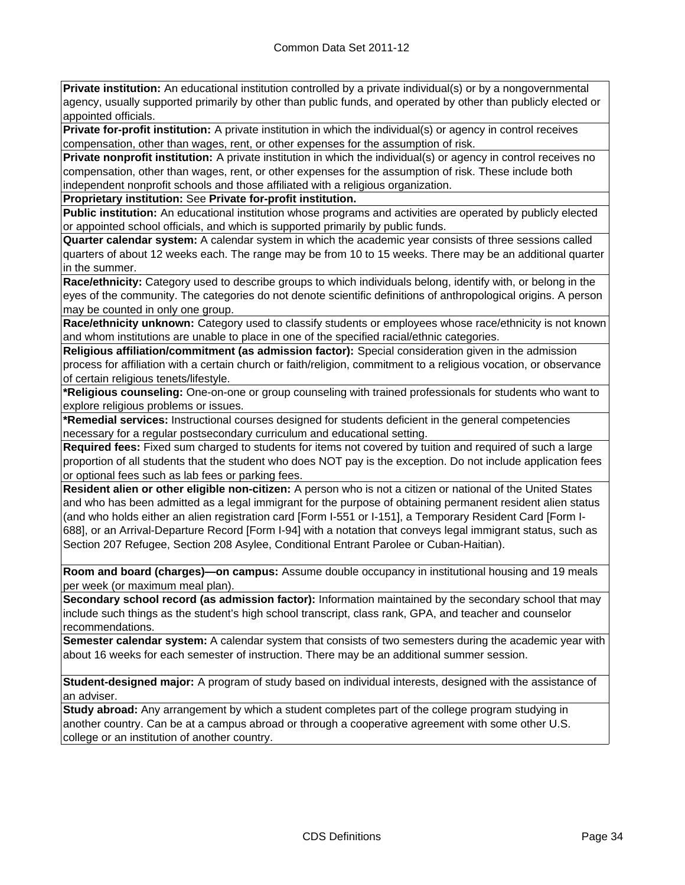**Private institution:** An educational institution controlled by a private individual(s) or by a nongovernmental agency, usually supported primarily by other than public funds, and operated by other than publicly elected or appointed officials.

**Private for-profit institution:** A private institution in which the individual(s) or agency in control receives compensation, other than wages, rent, or other expenses for the assumption of risk.

**Private nonprofit institution:** A private institution in which the individual(s) or agency in control receives no compensation, other than wages, rent, or other expenses for the assumption of risk. These include both independent nonprofit schools and those affiliated with a religious organization.

**Proprietary institution:** See **Private for-profit institution.**

**Public institution:** An educational institution whose programs and activities are operated by publicly elected or appointed school officials, and which is supported primarily by public funds.

**Quarter calendar system:** A calendar system in which the academic year consists of three sessions called quarters of about 12 weeks each. The range may be from 10 to 15 weeks. There may be an additional quarter in the summer.

**Race/ethnicity:** Category used to describe groups to which individuals belong, identify with, or belong in the eyes of the community. The categories do not denote scientific definitions of anthropological origins. A person may be counted in only one group.

**Race/ethnicity unknown:** Category used to classify students or employees whose race/ethnicity is not known and whom institutions are unable to place in one of the specified racial/ethnic categories.

**Religious affiliation/commitment (as admission factor):** Special consideration given in the admission process for affiliation with a certain church or faith/religion, commitment to a religious vocation, or observance of certain religious tenets/lifestyle.

**\*Religious counseling:** One-on-one or group counseling with trained professionals for students who want to explore religious problems or issues.

**\*Remedial services:** Instructional courses designed for students deficient in the general competencies necessary for a regular postsecondary curriculum and educational setting.

**Required fees:** Fixed sum charged to students for items not covered by tuition and required of such a large proportion of all students that the student who does NOT pay is the exception. Do not include application fees or optional fees such as lab fees or parking fees.

**Resident alien or other eligible non-citizen:** A person who is not a citizen or national of the United States and who has been admitted as a legal immigrant for the purpose of obtaining permanent resident alien status (and who holds either an alien registration card [Form I-551 or I-151], a Temporary Resident Card [Form I-688], or an Arrival-Departure Record [Form I-94] with a notation that conveys legal immigrant status, such as Section 207 Refugee, Section 208 Asylee, Conditional Entrant Parolee or Cuban-Haitian).

**Room and board (charges)—on campus:** Assume double occupancy in institutional housing and 19 meals per week (or maximum meal plan).

**Secondary school record (as admission factor):** Information maintained by the secondary school that may include such things as the student's high school transcript, class rank, GPA, and teacher and counselor recommendations.

**Semester calendar system:** A calendar system that consists of two semesters during the academic year with about 16 weeks for each semester of instruction. There may be an additional summer session.

**Student-designed major:** A program of study based on individual interests, designed with the assistance of an adviser.

**Study abroad:** Any arrangement by which a student completes part of the college program studying in another country. Can be at a campus abroad or through a cooperative agreement with some other U.S. college or an institution of another country.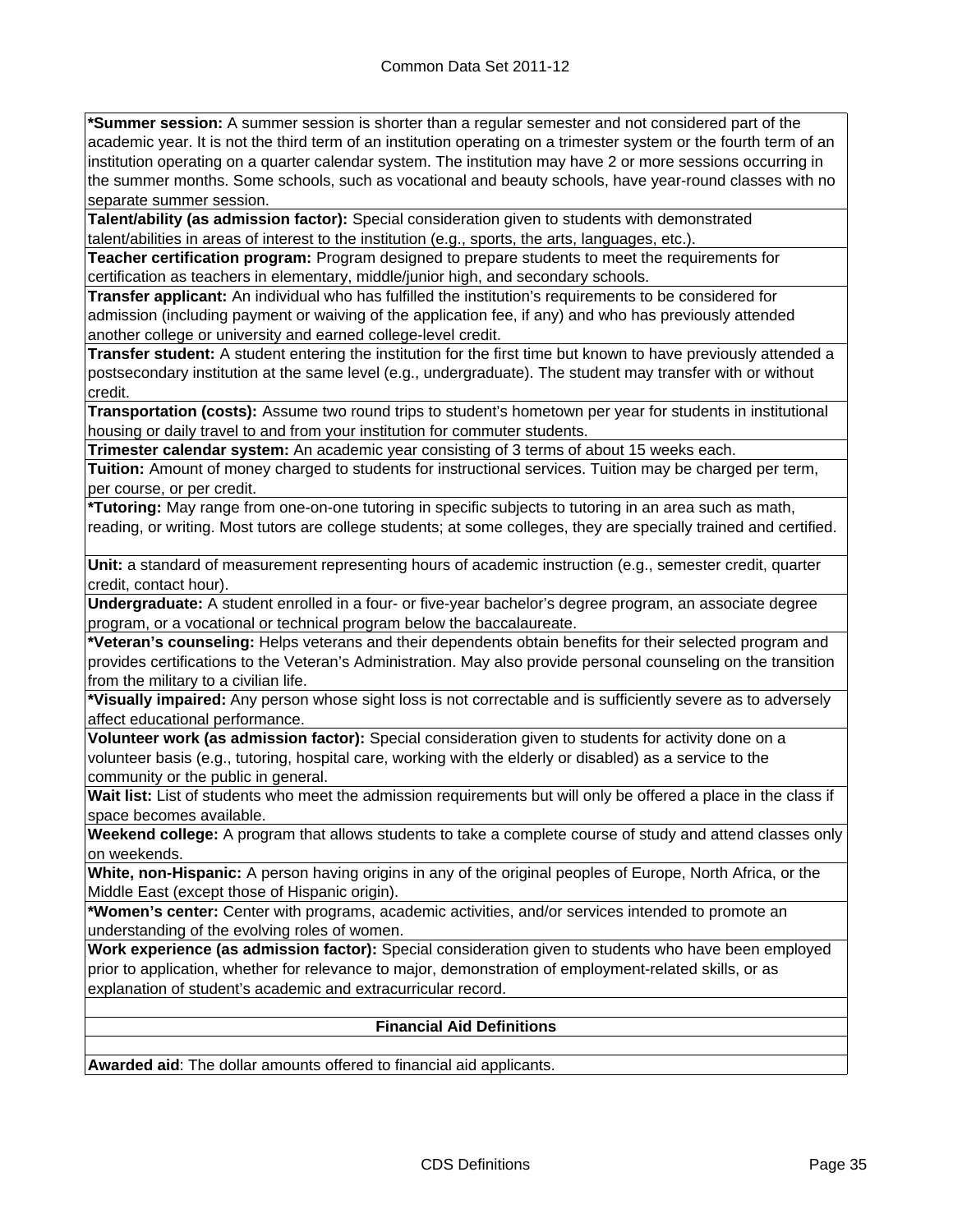**\*Summer session:** A summer session is shorter than a regular semester and not considered part of the academic year. It is not the third term of an institution operating on a trimester system or the fourth term of an institution operating on a quarter calendar system. The institution may have 2 or more sessions occurring in the summer months. Some schools, such as vocational and beauty schools, have year-round classes with no separate summer session.

**Talent/ability (as admission factor):** Special consideration given to students with demonstrated talent/abilities in areas of interest to the institution (e.g., sports, the arts, languages, etc.).

**Teacher certification program:** Program designed to prepare students to meet the requirements for certification as teachers in elementary, middle/junior high, and secondary schools.

**Transfer applicant:** An individual who has fulfilled the institution's requirements to be considered for admission (including payment or waiving of the application fee, if any) and who has previously attended another college or university and earned college-level credit.

**Transfer student:** A student entering the institution for the first time but known to have previously attended a postsecondary institution at the same level (e.g., undergraduate). The student may transfer with or without credit.

**Transportation (costs):** Assume two round trips to student's hometown per year for students in institutional housing or daily travel to and from your institution for commuter students.

**Trimester calendar system:** An academic year consisting of 3 terms of about 15 weeks each.

**Tuition:** Amount of money charged to students for instructional services. Tuition may be charged per term, per course, or per credit.

**\*Tutoring:** May range from one-on-one tutoring in specific subjects to tutoring in an area such as math, reading, or writing. Most tutors are college students; at some colleges, they are specially trained and certified.

**Unit:** a standard of measurement representing hours of academic instruction (e.g., semester credit, quarter credit, contact hour).

**Undergraduate:** A student enrolled in a four- or five-year bachelor's degree program, an associate degree program, or a vocational or technical program below the baccalaureate.

**\*Veteran's counseling:** Helps veterans and their dependents obtain benefits for their selected program and provides certifications to the Veteran's Administration. May also provide personal counseling on the transition from the military to a civilian life.

**\*Visually impaired:** Any person whose sight loss is not correctable and is sufficiently severe as to adversely affect educational performance.

**Volunteer work (as admission factor):** Special consideration given to students for activity done on a volunteer basis (e.g., tutoring, hospital care, working with the elderly or disabled) as a service to the community or the public in general.

**Wait list:** List of students who meet the admission requirements but will only be offered a place in the class if space becomes available.

**Weekend college:** A program that allows students to take a complete course of study and attend classes only on weekends.

**White, non-Hispanic:** A person having origins in any of the original peoples of Europe, North Africa, or the Middle East (except those of Hispanic origin).

**\*Women's center:** Center with programs, academic activities, and/or services intended to promote an understanding of the evolving roles of women.

**Work experience (as admission factor):** Special consideration given to students who have been employed prior to application, whether for relevance to major, demonstration of employment-related skills, or as explanation of student's academic and extracurricular record.

## Financial Aid Definitions

**Awarded aid**: The dollar amounts offered to financial aid applicants.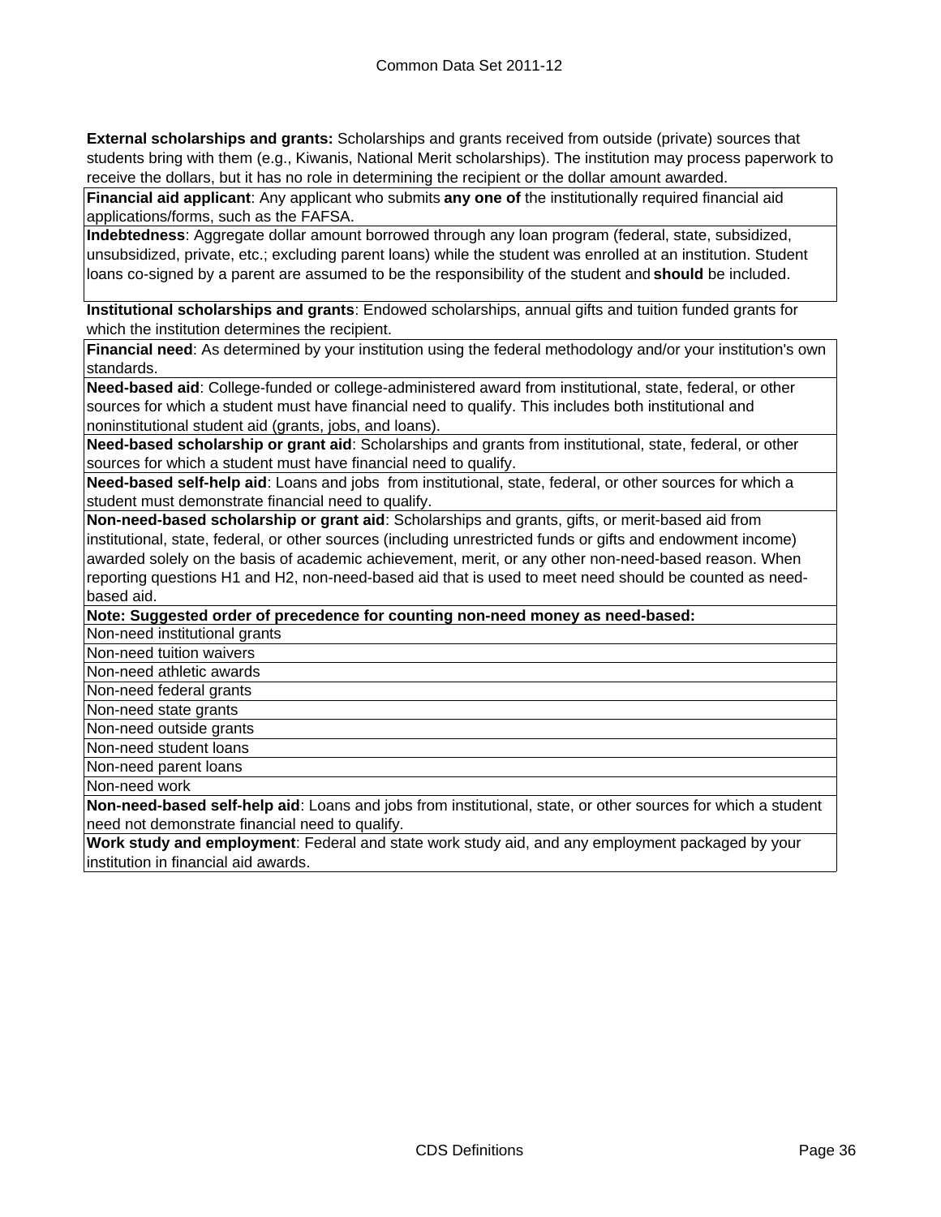**External scholarships and grants:** Scholarships and grants received from outside (private) sources that students bring with them (e.g., Kiwanis, National Merit scholarships). The institution may process paperwork to receive the dollars, but it has no role in determining the recipient or the dollar amount awarded.

**Financial aid applicant**: Any applicant who submits **any one of** the institutionally required financial aid applications/forms, such as the FAFSA.

**Indebtedness**: Aggregate dollar amount borrowed through any loan program (federal, state, subsidized, unsubsidized, private, etc.; excluding parent loans) while the student was enrolled at an institution. Student loans co-signed by a parent are assumed to be the responsibility of the student and **should** be included.

**Institutional scholarships and grants**: Endowed scholarships, annual gifts and tuition funded grants for which the institution determines the recipient.

**Financial need**: As determined by your institution using the federal methodology and/or your institution's own standards.

**Need-based aid**: College-funded or college-administered award from institutional, state, federal, or other sources for which a student must have financial need to qualify. This includes both institutional and noninstitutional student aid (grants, jobs, and loans).

**Need-based scholarship or grant aid**: Scholarships and grants from institutional, state, federal, or other sources for which a student must have financial need to qualify.

**Need-based self-help aid**: Loans and jobs from institutional, state, federal, or other sources for which a student must demonstrate financial need to qualify.

**Non-need-based scholarship or grant aid**: Scholarships and grants, gifts, or merit-based aid from institutional, state, federal, or other sources (including unrestricted funds or gifts and endowment income) awarded solely on the basis of academic achievement, merit, or any other non-need-based reason. When reporting questions H1 and H2, non-need-based aid that is used to meet need should be counted as need-based aid.

**Note: Suggested order of precedence for counting non-need money as need-based:**

- Non-need institutional grants
- Non-need tuition waivers
- Non-need athletic awards
- Non-need federal grants
- Non-need state grants
- Non-need outside grants
- Non-need student loans
- Non-need parent loans
- Non-need work

**Non-need-based self-help aid**: Loans and jobs from institutional, state, or other sources for which a student need not demonstrate financial need to qualify.

**Work study and employment**: Federal and state work study aid, and any employment packaged by your institution in financial aid awards.